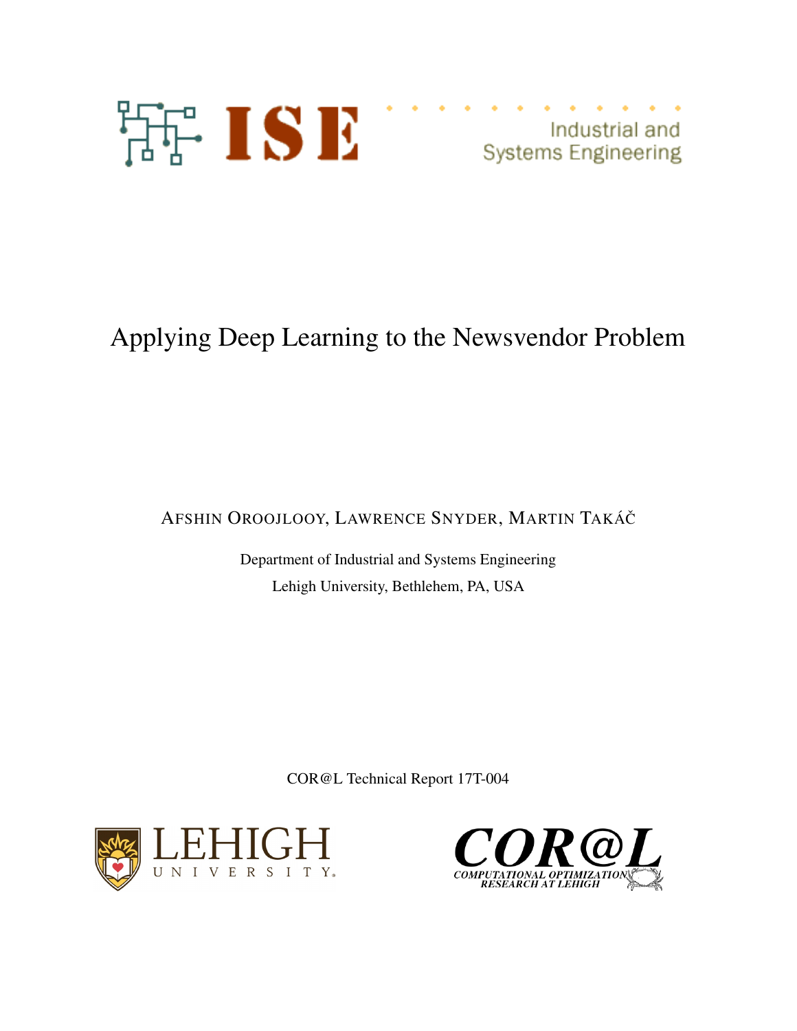ISE Industrial and Systems Engineering

# Applying Deep Learning to the Newsvendor Problem

Afshin Oroojlooy, Lawrence Snyder, Martin Takáč

Department of Industrial and Systems Engineering

Lehigh University, Bethlehem, PA, USA

COR@L Technical Report 17T-004

LEHIGH UNIVERSITY

COR@L COMPUTATIONAL OPTIMIZATION RESEARCH AT LEHIGH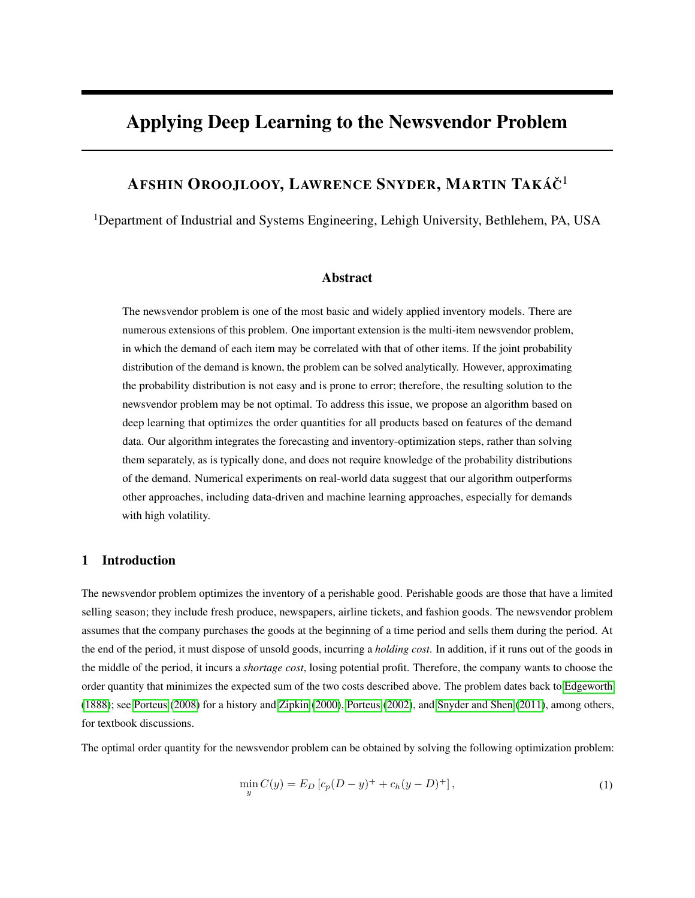# Applying Deep Learning to the Newsvendor Problem

**AFSHIN OROOJLOOY, LAWRENCE SNYDER, MARTIN TAKÁČ**[1]

[1]Department of Industrial and Systems Engineering, Lehigh University, Bethlehem, PA, USA

## Abstract

The newsvendor problem is one of the most basic and widely applied inventory models. There are numerous extensions of this problem. One important extension is the multi-item newsvendor problem, in which the demand of each item may be correlated with that of other items. If the joint probability distribution of the demand is known, the problem can be solved analytically. However, approximating the probability distribution is not easy and is prone to error; therefore, the resulting solution to the newsvendor problem may be not optimal. To address this issue, we propose an algorithm based on deep learning that optimizes the order quantities for all products based on features of the demand data. Our algorithm integrates the forecasting and inventory-optimization steps, rather than solving them separately, as is typically done, and does not require knowledge of the probability distributions of the demand. Numerical experiments on real-world data suggest that our algorithm outperforms other approaches, including data-driven and machine learning approaches, especially for demands with high volatility.

## 1 Introduction

The newsvendor problem optimizes the inventory of a perishable good. Perishable goods are those that have a limited selling season; they include fresh produce, newspapers, airline tickets, and fashion goods. The newsvendor problem assumes that the company purchases the goods at the beginning of a time period and sells them during the period. At the end of the period, it must dispose of unsold goods, incurring a *holding cost*. In addition, if it runs out of the goods in the middle of the period, it incurs a *shortage cost*, losing potential profit. Therefore, the company wants to choose the order quantity that minimizes the expected sum of the two costs described above. The problem dates back to Edgeworth (1888); see Porteus (2008) for a history and Zipkin (2000), Porteus (2002), and Snyder and Shen (2011), among others, for textbook discussions.

The optimal order quantity for the newsvendor problem can be obtained by solving the following optimization problem:

$$\min_{y} C(y) = E_D \left[ c_p (D - y)^+ + c_h (y - D)^+ \right], \tag{1}$$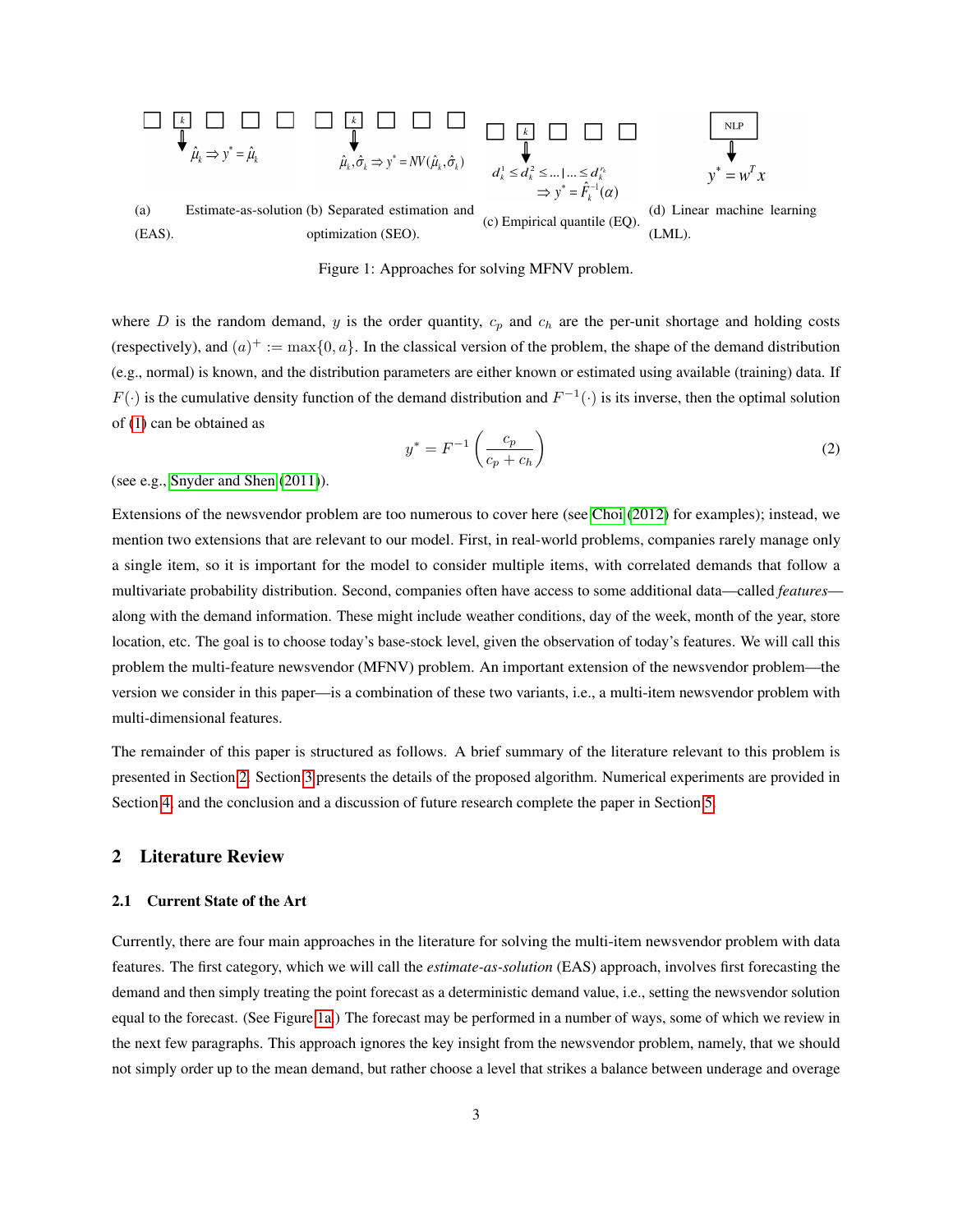(a) Estimate-as-solution (EAS). (b) Separated estimation and optimization (SEO). (c) Empirical quantile (EQ). (d) Linear machine learning (LML).

Figure 1: Approaches for solving MFNV problem.

where $D$ is the random demand, $y$ is the order quantity, $c_p$ and $c_h$ are the per-unit shortage and holding costs (respectively), and $(a)^+ := \max\{0, a\}$. In the classical version of the problem, the shape of the demand distribution (e.g., normal) is known, and the distribution parameters are either known or estimated using available (training) data. If $F(\cdot)$ is the cumulative density function of the demand distribution and $F^{-1}(\cdot)$ is its inverse, then the optimal solution of (1) can be obtained as

$$y^* = F^{-1}\left(\frac{c_p}{c_p + c_h}\right) \tag{2}$$

(see e.g., Snyder and Shen (2011)).

Extensions of the newsvendor problem are too numerous to cover here (see Choi (2012) for examples); instead, we mention two extensions that are relevant to our model. First, in real-world problems, companies rarely manage only a single item, so it is important for the model to consider multiple items, with correlated demands that follow a multivariate probability distribution. Second, companies often have access to some additional data—called *features*—along with the demand information. These might include weather conditions, day of the week, month of the year, store location, etc. The goal is to choose today's base-stock level, given the observation of today's features. We will call this problem the multi-feature newsvendor (MFNV) problem. An important extension of the newsvendor problem—the version we consider in this paper—is a combination of these two variants, i.e., a multi-item newsvendor problem with multi-dimensional features.

The remainder of this paper is structured as follows. A brief summary of the literature relevant to this problem is presented in Section 2. Section 3 presents the details of the proposed algorithm. Numerical experiments are provided in Section 4, and the conclusion and a discussion of future research complete the paper in Section 5.

## 2 Literature Review

### 2.1 Current State of the Art

Currently, there are four main approaches in the literature for solving the multi-item newsvendor problem with data features. The first category, which we will call the *estimate-as-solution* (EAS) approach, involves first forecasting the demand and then simply treating the point forecast as a deterministic demand value, i.e., setting the newsvendor solution equal to the forecast. (See Figure 1a.) The forecast may be performed in a number of ways, some of which we review in the next few paragraphs. This approach ignores the key insight from the newsvendor problem, namely, that we should not simply order up to the mean demand, but rather choose a level that strikes a balance between underage and overage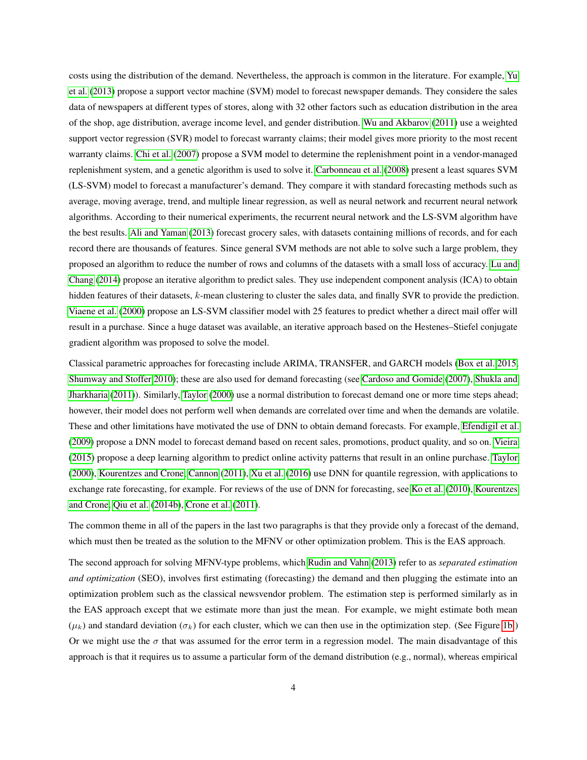costs using the distribution of the demand. Nevertheless, the approach is common in the literature. For example, Yu et al. (2013) propose a support vector machine (SVM) model to forecast newspaper demands. They considere the sales data of newspapers at different types of stores, along with 32 other factors such as education distribution in the area of the shop, age distribution, average income level, and gender distribution. Wu and Akbarov (2011) use a weighted support vector regression (SVR) model to forecast warranty claims; their model gives more priority to the most recent warranty claims. Chi et al. (2007) propose a SVM model to determine the replenishment point in a vendor-managed replenishment system, and a genetic algorithm is used to solve it. Carbonneau et al. (2008) present a least squares SVM (LS-SVM) model to forecast a manufacturer's demand. They compare it with standard forecasting methods such as average, moving average, trend, and multiple linear regression, as well as neural network and recurrent neural network algorithms. According to their numerical experiments, the recurrent neural network and the LS-SVM algorithm have the best results. Ali and Yaman (2013) forecast grocery sales, with datasets containing millions of records, and for each record there are thousands of features. Since general SVM methods are not able to solve such a large problem, they proposed an algorithm to reduce the number of rows and columns of the datasets with a small loss of accuracy. Lu and Chang (2014) propose an iterative algorithm to predict sales. They use independent component analysis (ICA) to obtain hidden features of their datasets, $k$-mean clustering to cluster the sales data, and finally SVR to provide the prediction. Viaene et al. (2000) propose an LS-SVM classifier model with 25 features to predict whether a direct mail offer will result in a purchase. Since a huge dataset was available, an iterative approach based on the Hestenes–Stiefel conjugate gradient algorithm was proposed to solve the model.

Classical parametric approaches for forecasting include ARIMA, TRANSFER, and GARCH models (Box et al. 2015, Shumway and Stoffer 2010); these are also used for demand forecasting (see Cardoso and Gomide (2007), Shukla and Jharkharia (2011)). Similarly, Taylor (2000) use a normal distribution to forecast demand one or more time steps ahead; however, their model does not perform well when demands are correlated over time and when the demands are volatile. These and other limitations have motivated the use of DNN to obtain demand forecasts. For example, Efendigil et al. (2009) propose a DNN model to forecast demand based on recent sales, promotions, product quality, and so on. Vieira (2015) propose a deep learning algorithm to predict online activity patterns that result in an online purchase. Taylor (2000), Kourentzes and Crone, Cannon (2011), Xu et al. (2016) use DNN for quantile regression, with applications to exchange rate forecasting, for example. For reviews of the use of DNN for forecasting, see Ko et al. (2010), Kourentzes and Crone, Qiu et al. (2014b), Crone et al. (2011).

The common theme in all of the papers in the last two paragraphs is that they provide only a forecast of the demand, which must then be treated as the solution to the MFNV or other optimization problem. This is the EAS approach.

The second approach for solving MFNV-type problems, which Rudin and Vahn (2013) refer to as *separated estimation and optimization* (SEO), involves first estimating (forecasting) the demand and then plugging the estimate into an optimization problem such as the classical newsvendor problem. The estimation step is performed similarly as in the EAS approach except that we estimate more than just the mean. For example, we might estimate both mean ($\mu_k$) and standard deviation ($\sigma_k$) for each cluster, which we can then use in the optimization step. (See Figure 1b.) Or we might use the $\sigma$ that was assumed for the error term in a regression model. The main disadvantage of this approach is that it requires us to assume a particular form of the demand distribution (e.g., normal), whereas empirical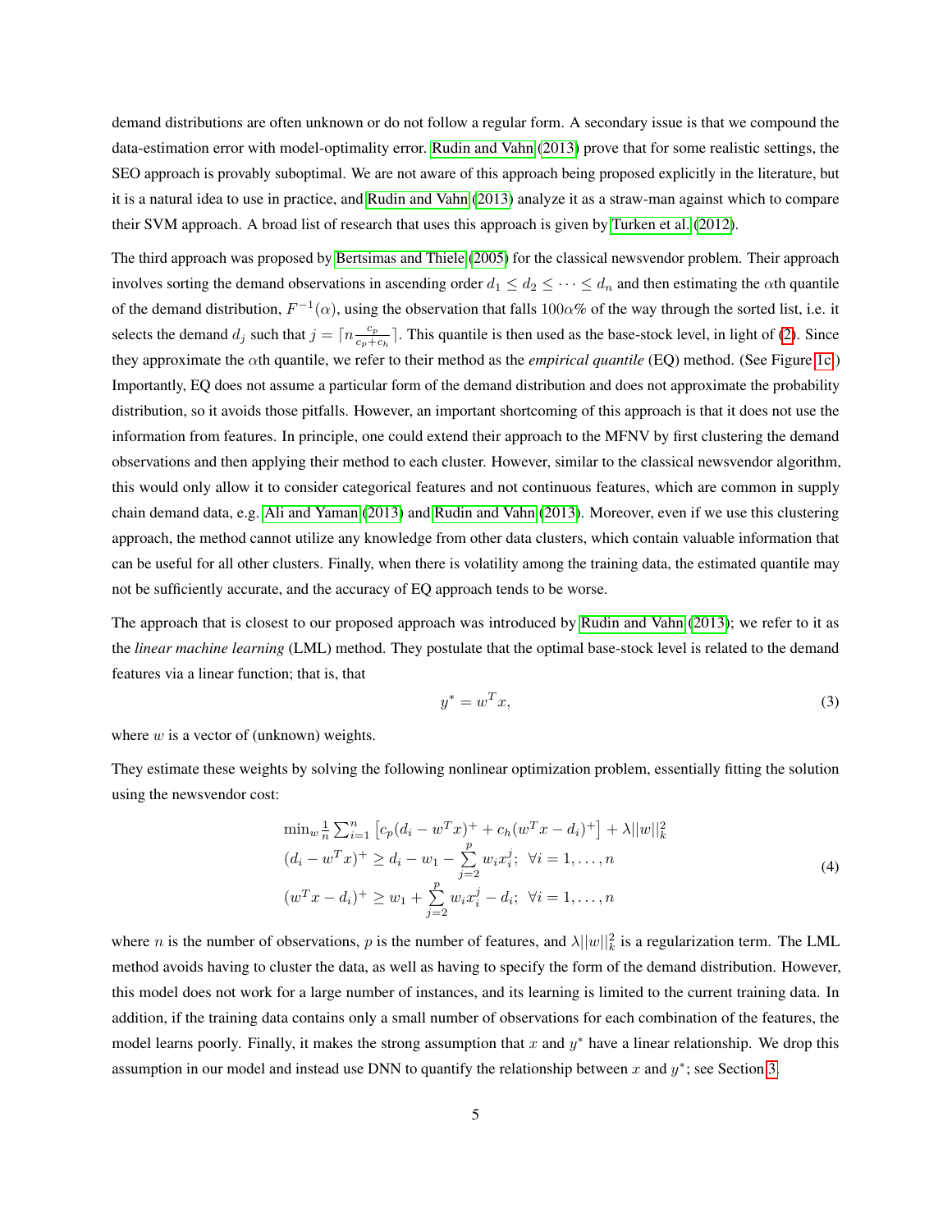demand distributions are often unknown or do not follow a regular form. A secondary issue is that we compound the data-estimation error with model-optimality error. Rudin and Vahn (2013) prove that for some realistic settings, the SEO approach is provably suboptimal. We are not aware of this approach being proposed explicitly in the literature, but it is a natural idea to use in practice, and Rudin and Vahn (2013) analyze it as a straw-man against which to compare their SVM approach. A broad list of research that uses this approach is given by Turken et al. (2012).

The third approach was proposed by Bertsimas and Thiele (2005) for the classical newsvendor problem. Their approach involves sorting the demand observations in ascending order $d_1 \leq d_2 \leq \cdots \leq d_n$ and then estimating the $\alpha$th quantile of the demand distribution, $F^{-1}(\alpha)$, using the observation that falls $100\alpha\%$ of the way through the sorted list, i.e. it selects the demand $d_j$ such that $j = \lceil n \frac{c_p}{c_p + c_h} \rceil$. This quantile is then used as the base-stock level, in light of (2). Since they approximate the $\alpha$th quantile, we refer to their method as the *empirical quantile* (EQ) method. (See Figure 1c.) Importantly, EQ does not assume a particular form of the demand distribution and does not approximate the probability distribution, so it avoids those pitfalls. However, an important shortcoming of this approach is that it does not use the information from features. In principle, one could extend their approach to the MFNV by first clustering the demand observations and then applying their method to each cluster. However, similar to the classical newsvendor algorithm, this would only allow it to consider categorical features and not continuous features, which are common in supply chain demand data, e.g. Ali and Yaman (2013) and Rudin and Vahn (2013). Moreover, even if we use this clustering approach, the method cannot utilize any knowledge from other data clusters, which contain valuable information that can be useful for all other clusters. Finally, when there is volatility among the training data, the estimated quantile may not be sufficiently accurate, and the accuracy of EQ approach tends to be worse.

The approach that is closest to our proposed approach was introduced by Rudin and Vahn (2013); we refer to it as the *linear machine learning* (LML) method. They postulate that the optimal base-stock level is related to the demand features via a linear function; that is, that

$$y^* = w^T x, \tag{3}$$

where $w$ is a vector of (unknown) weights.

They estimate these weights by solving the following nonlinear optimization problem, essentially fitting the solution using the newsvendor cost:

$$\begin{aligned} &\min_w \frac{1}{n} \sum_{i=1}^{n} \left[ c_p (d_i - w^T x)^+ + c_h (w^T x - d_i)^+ \right] + \lambda ||w||_k^2 \\ &(d_i - w^T x)^+ \geq d_i - w_1 - \sum_{j=2}^{p} w_i x_i^j; \;\; \forall i = 1, \ldots, n \\ &(w^T x - d_i)^+ \geq w_1 + \sum_{j=2}^{p} w_i x_i^j - d_i; \;\; \forall i = 1, \ldots, n \end{aligned} \tag{4}$$

where $n$ is the number of observations, $p$ is the number of features, and $\lambda ||w||_k^2$ is a regularization term. The LML method avoids having to cluster the data, as well as having to specify the form of the demand distribution. However, this model does not work for a large number of instances, and its learning is limited to the current training data. In addition, if the training data contains only a small number of observations for each combination of the features, the model learns poorly. Finally, it makes the strong assumption that $x$ and $y^*$ have a linear relationship. We drop this assumption in our model and instead use DNN to quantify the relationship between $x$ and $y^*$; see Section 3.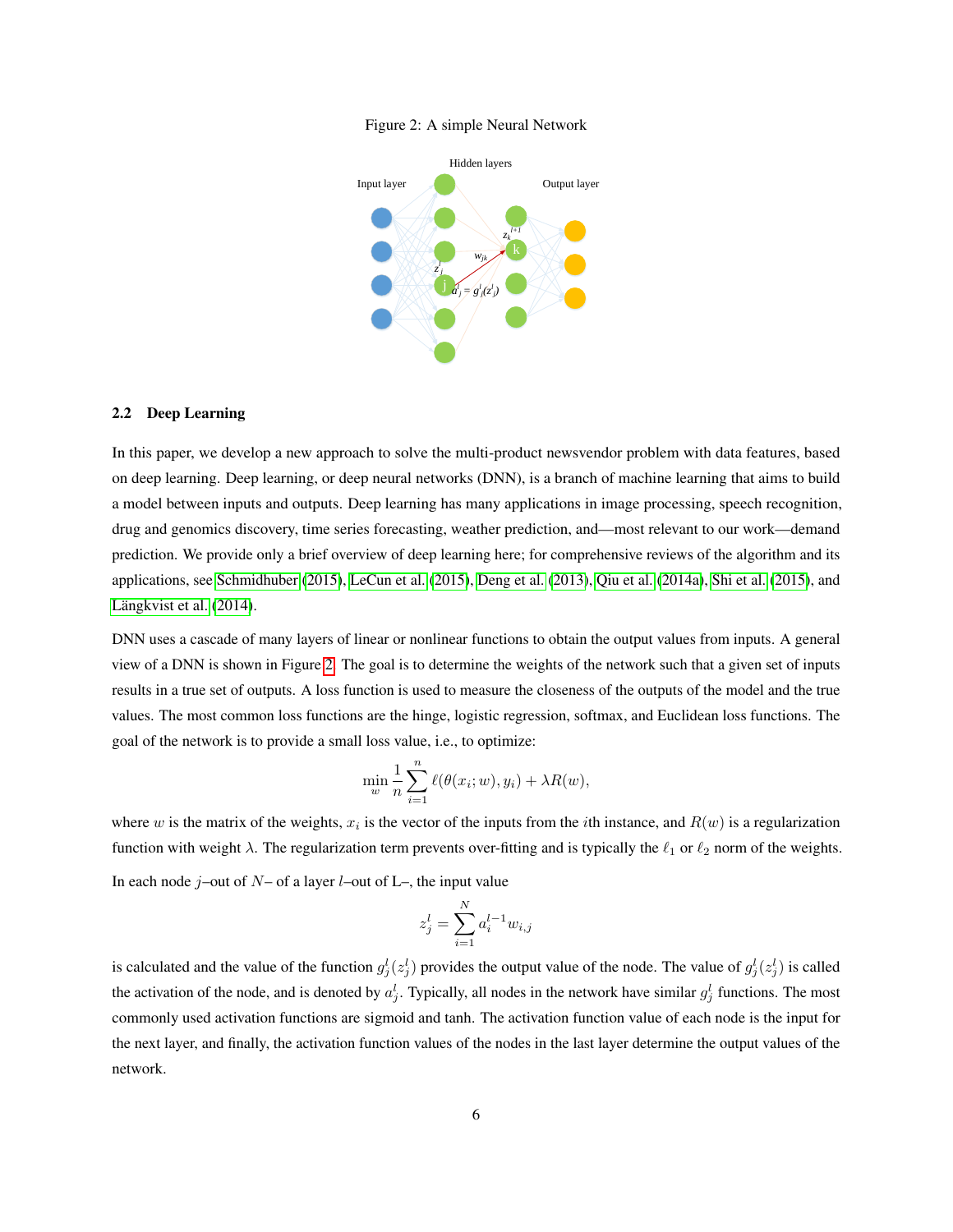Figure 2: A simple Neural Network

## 2.2 Deep Learning

In this paper, we develop a new approach to solve the multi-product newsvendor problem with data features, based on deep learning. Deep learning, or deep neural networks (DNN), is a branch of machine learning that aims to build a model between inputs and outputs. Deep learning has many applications in image processing, speech recognition, drug and genomics discovery, time series forecasting, weather prediction, and—most relevant to our work—demand prediction. We provide only a brief overview of deep learning here; for comprehensive reviews of the algorithm and its applications, see Schmidhuber (2015), LeCun et al. (2015), Deng et al. (2013), Qiu et al. (2014a), Shi et al. (2015), and Längkvist et al. (2014).

DNN uses a cascade of many layers of linear or nonlinear functions to obtain the output values from inputs. A general view of a DNN is shown in Figure 2. The goal is to determine the weights of the network such that a given set of inputs results in a true set of outputs. A loss function is used to measure the closeness of the outputs of the model and the true values. The most common loss functions are the hinge, logistic regression, softmax, and Euclidean loss functions. The goal of the network is to provide a small loss value, i.e., to optimize:

$$\min_{w} \frac{1}{n} \sum_{i=1}^{n} \ell(\theta(x_i; w), y_i) + \lambda R(w),$$

where $w$ is the matrix of the weights, $x_i$ is the vector of the inputs from the $i$th instance, and $R(w)$ is a regularization function with weight $\lambda$. The regularization term prevents over-fitting and is typically the $\ell_1$ or $\ell_2$ norm of the weights.

In each node $j$–out of $N$– of a layer $l$–out of L–, the input value

$$z_j^l = \sum_{i=1}^{N} a_i^{l-1} w_{i,j}$$

is calculated and the value of the function $g_j^l(z_j^l)$ provides the output value of the node. The value of $g_j^l(z_j^l)$ is called the activation of the node, and is denoted by $a_j^l$. Typically, all nodes in the network have similar $g_j^l$ functions. The most commonly used activation functions are sigmoid and tanh. The activation function value of each node is the input for the next layer, and finally, the activation function values of the nodes in the last layer determine the output values of the network.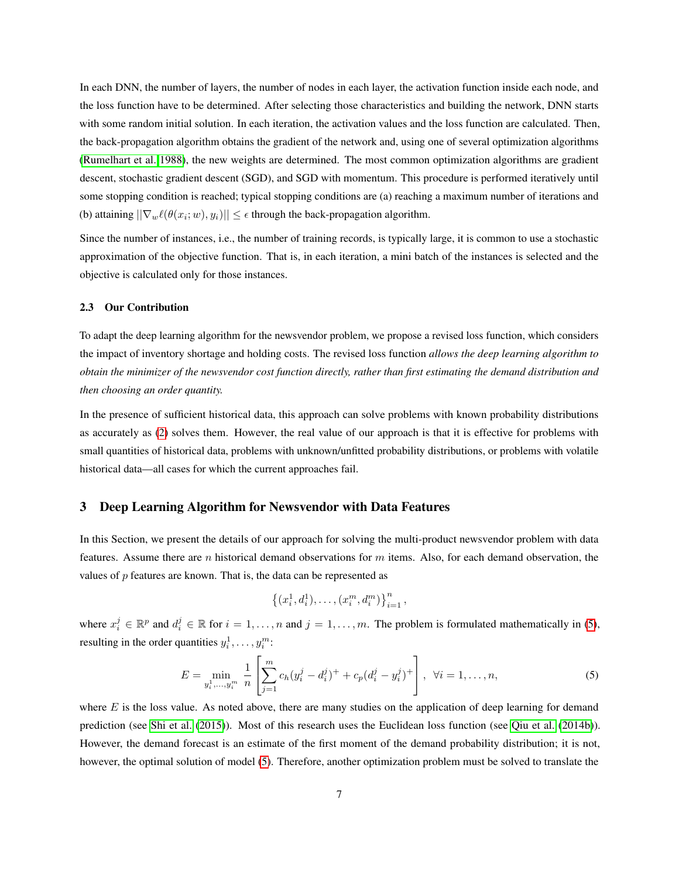In each DNN, the number of layers, the number of nodes in each layer, the activation function inside each node, and the loss function have to be determined. After selecting those characteristics and building the network, DNN starts with some random initial solution. In each iteration, the activation values and the loss function are calculated. Then, the back-propagation algorithm obtains the gradient of the network and, using one of several optimization algorithms (Rumelhart et al. 1988), the new weights are determined. The most common optimization algorithms are gradient descent, stochastic gradient descent (SGD), and SGD with momentum. This procedure is performed iteratively until some stopping condition is reached; typical stopping conditions are (a) reaching a maximum number of iterations and (b) attaining $||\nabla_w \ell(\theta(x_i; w), y_i)|| \leq \epsilon$ through the back-propagation algorithm.

Since the number of instances, i.e., the number of training records, is typically large, it is common to use a stochastic approximation of the objective function. That is, in each iteration, a mini batch of the instances is selected and the objective is calculated only for those instances.

### 2.3 Our Contribution

To adapt the deep learning algorithm for the newsvendor problem, we propose a revised loss function, which considers the impact of inventory shortage and holding costs. The revised loss function *allows the deep learning algorithm to obtain the minimizer of the newsvendor cost function directly, rather than first estimating the demand distribution and then choosing an order quantity.*

In the presence of sufficient historical data, this approach can solve problems with known probability distributions as accurately as (2) solves them. However, the real value of our approach is that it is effective for problems with small quantities of historical data, problems with unknown/unfitted probability distributions, or problems with volatile historical data—all cases for which the current approaches fail.

## 3 Deep Learning Algorithm for Newsvendor with Data Features

In this Section, we present the details of our approach for solving the multi-product newsvendor problem with data features. Assume there are $n$ historical demand observations for $m$ items. Also, for each demand observation, the values of $p$ features are known. That is, the data can be represented as

$$\left\{(x_i^1, d_i^1), \ldots, (x_i^m, d_i^m)\right\}_{i=1}^n,$$

where $x_i^j \in \mathbb{R}^p$ and $d_i^j \in \mathbb{R}$ for $i = 1, \ldots, n$ and $j = 1, \ldots, m$. The problem is formulated mathematically in (5), resulting in the order quantities $y_i^1, \ldots, y_i^m$:

$$E = \min_{y_i^1, \ldots, y_i^m} \frac{1}{n} \left[ \sum_{j=1}^{m} c_h (y_i^j - d_i^j)^+ + c_p (d_i^j - y_i^j)^+ \right], \ \ \forall i = 1, \ldots, n, \tag{5}$$

where $E$ is the loss value. As noted above, there are many studies on the application of deep learning for demand prediction (see Shi et al. (2015)). Most of this research uses the Euclidean loss function (see Qiu et al. (2014b)). However, the demand forecast is an estimate of the first moment of the demand probability distribution; it is not, however, the optimal solution of model (5). Therefore, another optimization problem must be solved to translate the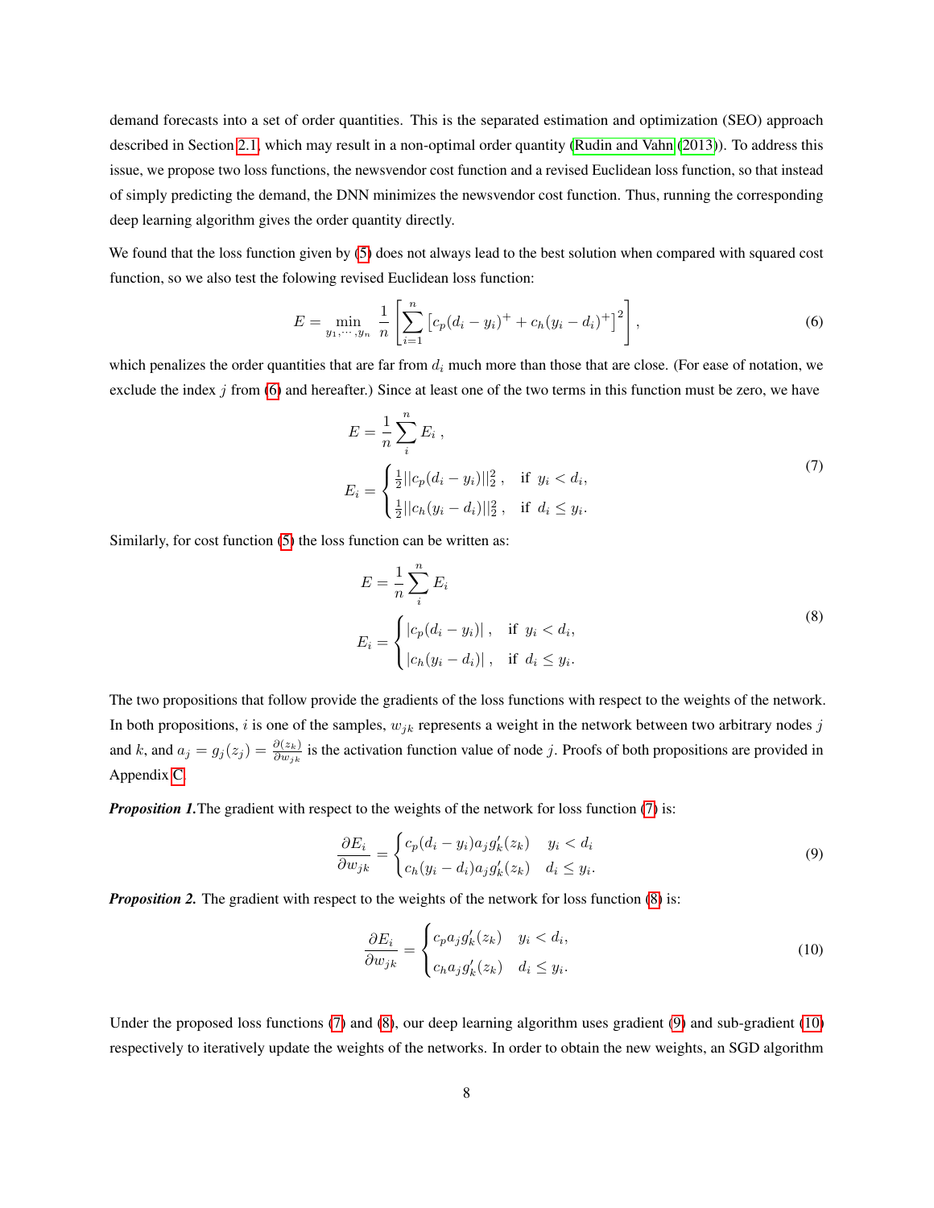demand forecasts into a set of order quantities. This is the separated estimation and optimization (SEO) approach described in Section 2.1, which may result in a non-optimal order quantity (Rudin and Vahn (2013)). To address this issue, we propose two loss functions, the newsvendor cost function and a revised Euclidean loss function, so that instead of simply predicting the demand, the DNN minimizes the newsvendor cost function. Thus, running the corresponding deep learning algorithm gives the order quantity directly.

We found that the loss function given by (5) does not always lead to the best solution when compared with squared cost function, so we also test the folowing revised Euclidean loss function:

$$E = \min_{y_1, \cdots, y_n} \frac{1}{n} \left[ \sum_{i=1}^{n} \left[ c_p (d_i - y_i)^+ + c_h (y_i - d_i)^+ \right]^2 \right], \tag{6}$$

which penalizes the order quantities that are far from $d_i$ much more than those that are close. (For ease of notation, we exclude the index $j$ from (6) and hereafter.) Since at least one of the two terms in this function must be zero, we have

$$\begin{aligned} E &= \frac{1}{n} \sum_{i}^{n} E_i \,, \\ E_i &= \begin{cases} \frac{1}{2} ||c_p(d_i - y_i)||_2^2 \,, & \text{if } \ y_i < d_i, \\ \frac{1}{2} ||c_h(y_i - d_i)||_2^2 \,, & \text{if } \ d_i \leq y_i. \end{cases} \end{aligned} \tag{7}$$

Similarly, for cost function (5) the loss function can be written as:

$$\begin{aligned} E &= \frac{1}{n} \sum_{i}^{n} E_i \\ E_i &= \begin{cases} |c_p(d_i - y_i)| \,, & \text{if } \ y_i < d_i, \\ |c_h(y_i - d_i)| \,, & \text{if } \ d_i \leq y_i. \end{cases} \end{aligned} \tag{8}$$

The two propositions that follow provide the gradients of the loss functions with respect to the weights of the network. In both propositions, $i$ is one of the samples, $w_{jk}$ represents a weight in the network between two arbitrary nodes $j$ and $k$, and $a_j = g_j(z_j) = \frac{\partial(z_k)}{\partial w_{jk}}$ is the activation function value of node $j$. Proofs of both propositions are provided in Appendix C.

***Proposition 1.*** The gradient with respect to the weights of the network for loss function (7) is:

$$\frac{\partial E_i}{\partial w_{jk}} = \begin{cases} c_p(d_i - y_i) a_j g_k'(z_k) & y_i < d_i \\ c_h(y_i - d_i) a_j g_k'(z_k) & d_i \leq y_i. \end{cases} \tag{9}$$

***Proposition 2.*** The gradient with respect to the weights of the network for loss function (8) is:

$$\frac{\partial E_i}{\partial w_{jk}} = \begin{cases} c_p a_j g_k'(z_k) & y_i < d_i, \\ c_h a_j g_k'(z_k) & d_i \leq y_i. \end{cases} \tag{10}$$

Under the proposed loss functions (7) and (8), our deep learning algorithm uses gradient (9) and sub-gradient (10) respectively to iteratively update the weights of the networks. In order to obtain the new weights, an SGD algorithm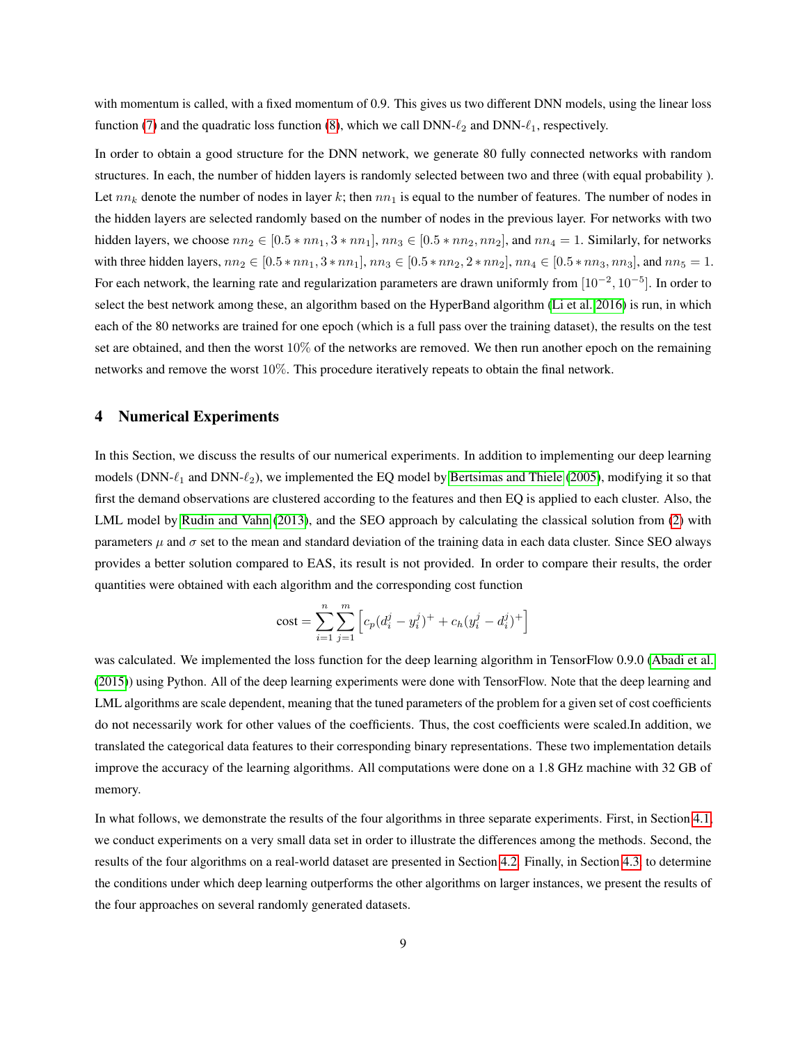with momentum is called, with a fixed momentum of 0.9. This gives us two different DNN models, using the linear loss function (7) and the quadratic loss function (8), which we call DNN-$\ell_2$ and DNN-$\ell_1$, respectively.

In order to obtain a good structure for the DNN network, we generate 80 fully connected networks with random structures. In each, the number of hidden layers is randomly selected between two and three (with equal probability ). Let $nn_k$ denote the number of nodes in layer $k$; then $nn_1$ is equal to the number of features. The number of nodes in the hidden layers are selected randomly based on the number of nodes in the previous layer. For networks with two hidden layers, we choose $nn_2 \in [0.5 * nn_1, 3 * nn_1]$, $nn_3 \in [0.5 * nn_2, nn_2]$, and $nn_4 = 1$. Similarly, for networks with three hidden layers, $nn_2 \in [0.5 * nn_1, 3 * nn_1]$, $nn_3 \in [0.5 * nn_2, 2 * nn_2]$, $nn_4 \in [0.5 * nn_3, nn_3]$, and $nn_5 = 1$. For each network, the learning rate and regularization parameters are drawn uniformly from $[10^{-2}, 10^{-5}]$. In order to select the best network among these, an algorithm based on the HyperBand algorithm (Li et al. 2016) is run, in which each of the 80 networks are trained for one epoch (which is a full pass over the training dataset), the results on the test set are obtained, and then the worst 10% of the networks are removed. We then run another epoch on the remaining networks and remove the worst 10%. This procedure iteratively repeats to obtain the final network.

# 4 Numerical Experiments

In this Section, we discuss the results of our numerical experiments. In addition to implementing our deep learning models (DNN-$\ell_1$ and DNN-$\ell_2$), we implemented the EQ model by Bertsimas and Thiele (2005), modifying it so that first the demand observations are clustered according to the features and then EQ is applied to each cluster. Also, the LML model by Rudin and Vahn (2013), and the SEO approach by calculating the classical solution from (2) with parameters $\mu$ and $\sigma$ set to the mean and standard deviation of the training data in each data cluster. Since SEO always provides a better solution compared to EAS, its result is not provided. In order to compare their results, the order quantities were obtained with each algorithm and the corresponding cost function

$$\text{cost} = \sum_{i=1}^{n}\sum_{j=1}^{m}\left[c_p(d_i^j - y_i^j)^+ + c_h(y_i^j - d_i^j)^+\right]$$

was calculated. We implemented the loss function for the deep learning algorithm in TensorFlow 0.9.0 (Abadi et al. (2015)) using Python. All of the deep learning experiments were done with TensorFlow. Note that the deep learning and LML algorithms are scale dependent, meaning that the tuned parameters of the problem for a given set of cost coefficients do not necessarily work for other values of the coefficients. Thus, the cost coefficients were scaled.In addition, we translated the categorical data features to their corresponding binary representations. These two implementation details improve the accuracy of the learning algorithms. All computations were done on a 1.8 GHz machine with 32 GB of memory.

In what follows, we demonstrate the results of the four algorithms in three separate experiments. First, in Section 4.1, we conduct experiments on a very small data set in order to illustrate the differences among the methods. Second, the results of the four algorithms on a real-world dataset are presented in Section 4.2. Finally, in Section 4.3, to determine the conditions under which deep learning outperforms the other algorithms on larger instances, we present the results of the four approaches on several randomly generated datasets.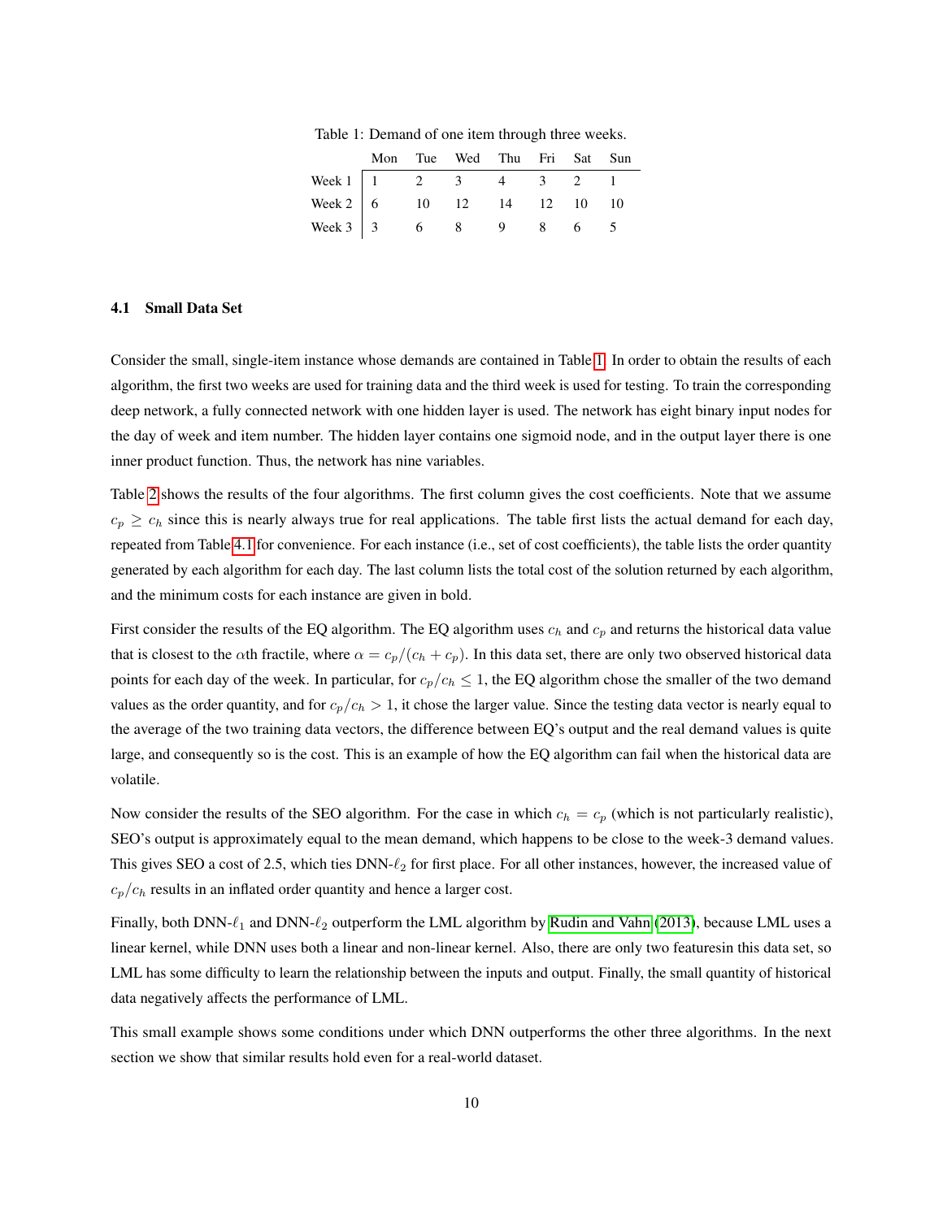Table 1: Demand of one item through three weeks.

| | Mon | Tue | Wed | Thu | Fri | Sat | Sun |
|---|---|---|---|---|---|---|---|
| Week 1 | 1 | 2 | 3 | 4 | 3 | 2 | 1 |
| Week 2 | 6 | 10 | 12 | 14 | 12 | 10 | 10 |
| Week 3 | 3 | 6 | 8 | 9 | 8 | 6 | 5 |

### 4.1 Small Data Set

Consider the small, single-item instance whose demands are contained in Table 1. In order to obtain the results of each algorithm, the first two weeks are used for training data and the third week is used for testing. To train the corresponding deep network, a fully connected network with one hidden layer is used. The network has eight binary input nodes for the day of week and item number. The hidden layer contains one sigmoid node, and in the output layer there is one inner product function. Thus, the network has nine variables.

Table 2 shows the results of the four algorithms. The first column gives the cost coefficients. Note that we assume $c_p \geq c_h$ since this is nearly always true for real applications. The table first lists the actual demand for each day, repeated from Table 4.1 for convenience. For each instance (i.e., set of cost coefficients), the table lists the order quantity generated by each algorithm for each day. The last column lists the total cost of the solution returned by each algorithm, and the minimum costs for each instance are given in bold.

First consider the results of the EQ algorithm. The EQ algorithm uses $c_h$ and $c_p$ and returns the historical data value that is closest to the $\alpha$th fractile, where $\alpha = c_p/(c_h + c_p)$. In this data set, there are only two observed historical data points for each day of the week. In particular, for $c_p/c_h \leq 1$, the EQ algorithm chose the smaller of the two demand values as the order quantity, and for $c_p/c_h > 1$, it chose the larger value. Since the testing data vector is nearly equal to the average of the two training data vectors, the difference between EQ's output and the real demand values is quite large, and consequently so is the cost. This is an example of how the EQ algorithm can fail when the historical data are volatile.

Now consider the results of the SEO algorithm. For the case in which $c_h = c_p$ (which is not particularly realistic), SEO's output is approximately equal to the mean demand, which happens to be close to the week-3 demand values. This gives SEO a cost of 2.5, which ties DNN-$\ell_2$ for first place. For all other instances, however, the increased value of $c_p/c_h$ results in an inflated order quantity and hence a larger cost.

Finally, both DNN-$\ell_1$ and DNN-$\ell_2$ outperform the LML algorithm by Rudin and Vahn (2013), because LML uses a linear kernel, while DNN uses both a linear and non-linear kernel. Also, there are only two featuresin this data set, so LML has some difficulty to learn the relationship between the inputs and output. Finally, the small quantity of historical data negatively affects the performance of LML.

This small example shows some conditions under which DNN outperforms the other three algorithms. In the next section we show that similar results hold even for a real-world dataset.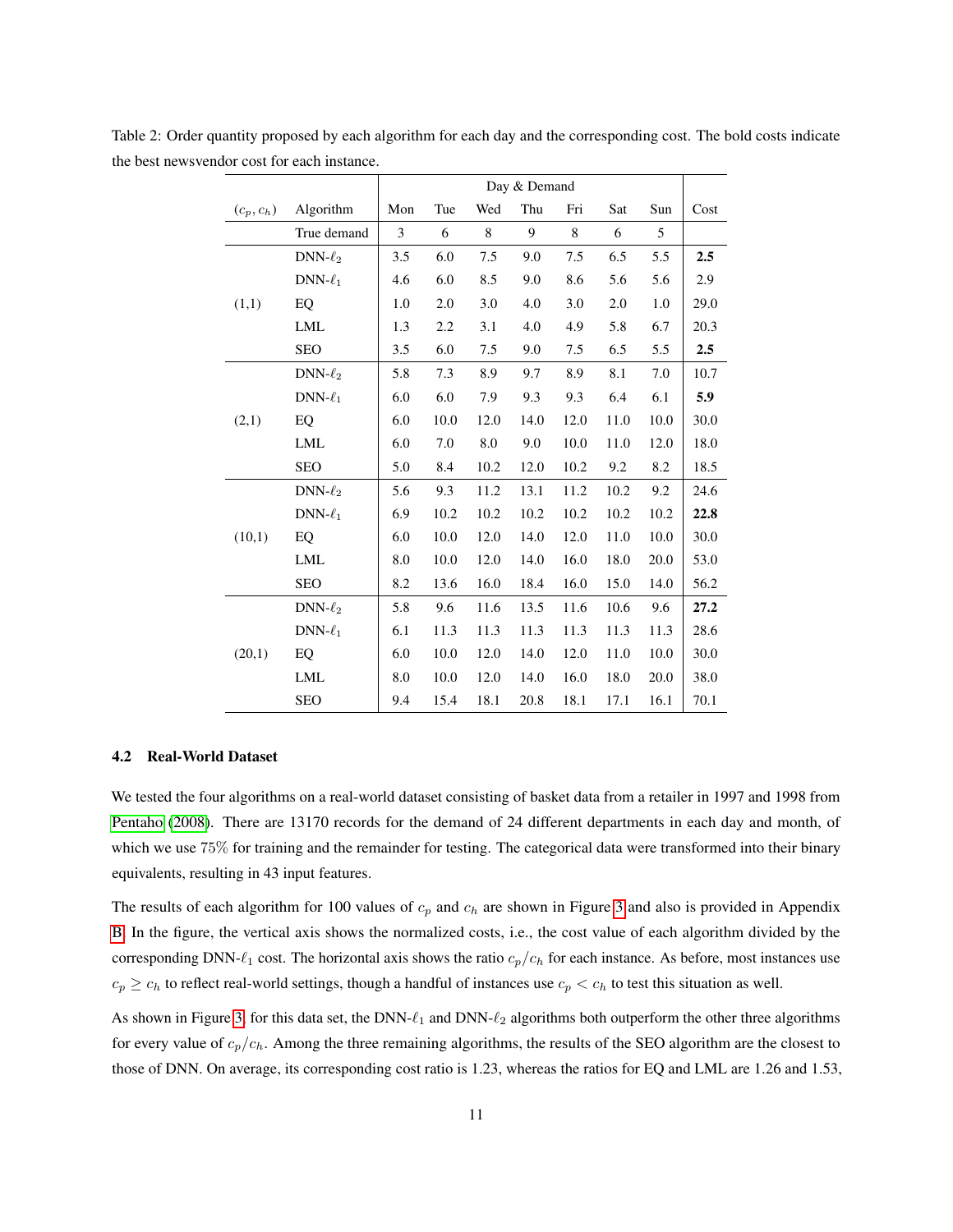Table 2: Order quantity proposed by each algorithm for each day and the corresponding cost. The bold costs indicate the best newsvendor cost for each instance.

| $(c_p, c_h)$ | Algorithm | Day & Demand | | | | | | | Cost |
|---|---|---|---|---|---|---|---|---|---|
| | | Mon | Tue | Wed | Thu | Fri | Sat | Sun | |
| | True demand | 3 | 6 | 8 | 9 | 8 | 6 | 5 | |
| (1,1) | DNN-$\ell_2$ | 3.5 | 6.0 | 7.5 | 9.0 | 7.5 | 6.5 | 5.5 | **2.5** |
| | DNN-$\ell_1$ | 4.6 | 6.0 | 8.5 | 9.0 | 8.6 | 5.6 | 5.6 | 2.9 |
| | EQ | 1.0 | 2.0 | 3.0 | 4.0 | 3.0 | 2.0 | 1.0 | 29.0 |
| | LML | 1.3 | 2.2 | 3.1 | 4.0 | 4.9 | 5.8 | 6.7 | 20.3 |
| | SEO | 3.5 | 6.0 | 7.5 | 9.0 | 7.5 | 6.5 | 5.5 | **2.5** |
| (2,1) | DNN-$\ell_2$ | 5.8 | 7.3 | 8.9 | 9.7 | 8.9 | 8.1 | 7.0 | 10.7 |
| | DNN-$\ell_1$ | 6.0 | 6.0 | 7.9 | 9.3 | 9.3 | 6.4 | 6.1 | **5.9** |
| | EQ | 6.0 | 10.0 | 12.0 | 14.0 | 12.0 | 11.0 | 10.0 | 30.0 |
| | LML | 6.0 | 7.0 | 8.0 | 9.0 | 10.0 | 11.0 | 12.0 | 18.0 |
| | SEO | 5.0 | 8.4 | 10.2 | 12.0 | 10.2 | 9.2 | 8.2 | 18.5 |
| (10,1) | DNN-$\ell_2$ | 5.6 | 9.3 | 11.2 | 13.1 | 11.2 | 10.2 | 9.2 | 24.6 |
| | DNN-$\ell_1$ | 6.9 | 10.2 | 10.2 | 10.2 | 10.2 | 10.2 | 10.2 | **22.8** |
| | EQ | 6.0 | 10.0 | 12.0 | 14.0 | 12.0 | 11.0 | 10.0 | 30.0 |
| | LML | 8.0 | 10.0 | 12.0 | 14.0 | 16.0 | 18.0 | 20.0 | 53.0 |
| | SEO | 8.2 | 13.6 | 16.0 | 18.4 | 16.0 | 15.0 | 14.0 | 56.2 |
| (20,1) | DNN-$\ell_2$ | 5.8 | 9.6 | 11.6 | 13.5 | 11.6 | 10.6 | 9.6 | **27.2** |
| | DNN-$\ell_1$ | 6.1 | 11.3 | 11.3 | 11.3 | 11.3 | 11.3 | 11.3 | 28.6 |
| | EQ | 6.0 | 10.0 | 12.0 | 14.0 | 12.0 | 11.0 | 10.0 | 30.0 |
| | LML | 8.0 | 10.0 | 12.0 | 14.0 | 16.0 | 18.0 | 20.0 | 38.0 |
| | SEO | 9.4 | 15.4 | 18.1 | 20.8 | 18.1 | 17.1 | 16.1 | 70.1 |

### 4.2 Real-World Dataset

We tested the four algorithms on a real-world dataset consisting of basket data from a retailer in 1997 and 1998 from Pentaho (2008). There are 13170 records for the demand of 24 different departments in each day and month, of which we use 75% for training and the remainder for testing. The categorical data were transformed into their binary equivalents, resulting in 43 input features.

The results of each algorithm for 100 values of $c_p$ and $c_h$ are shown in Figure 3 and also is provided in Appendix B. In the figure, the vertical axis shows the normalized costs, i.e., the cost value of each algorithm divided by the corresponding DNN-$\ell_1$ cost. The horizontal axis shows the ratio $c_p/c_h$ for each instance. As before, most instances use $c_p \geq c_h$ to reflect real-world settings, though a handful of instances use $c_p < c_h$ to test this situation as well.

As shown in Figure 3, for this data set, the DNN-$\ell_1$ and DNN-$\ell_2$ algorithms both outperform the other three algorithms for every value of $c_p/c_h$. Among the three remaining algorithms, the results of the SEO algorithm are the closest to those of DNN. On average, its corresponding cost ratio is 1.23, whereas the ratios for EQ and LML are 1.26 and 1.53,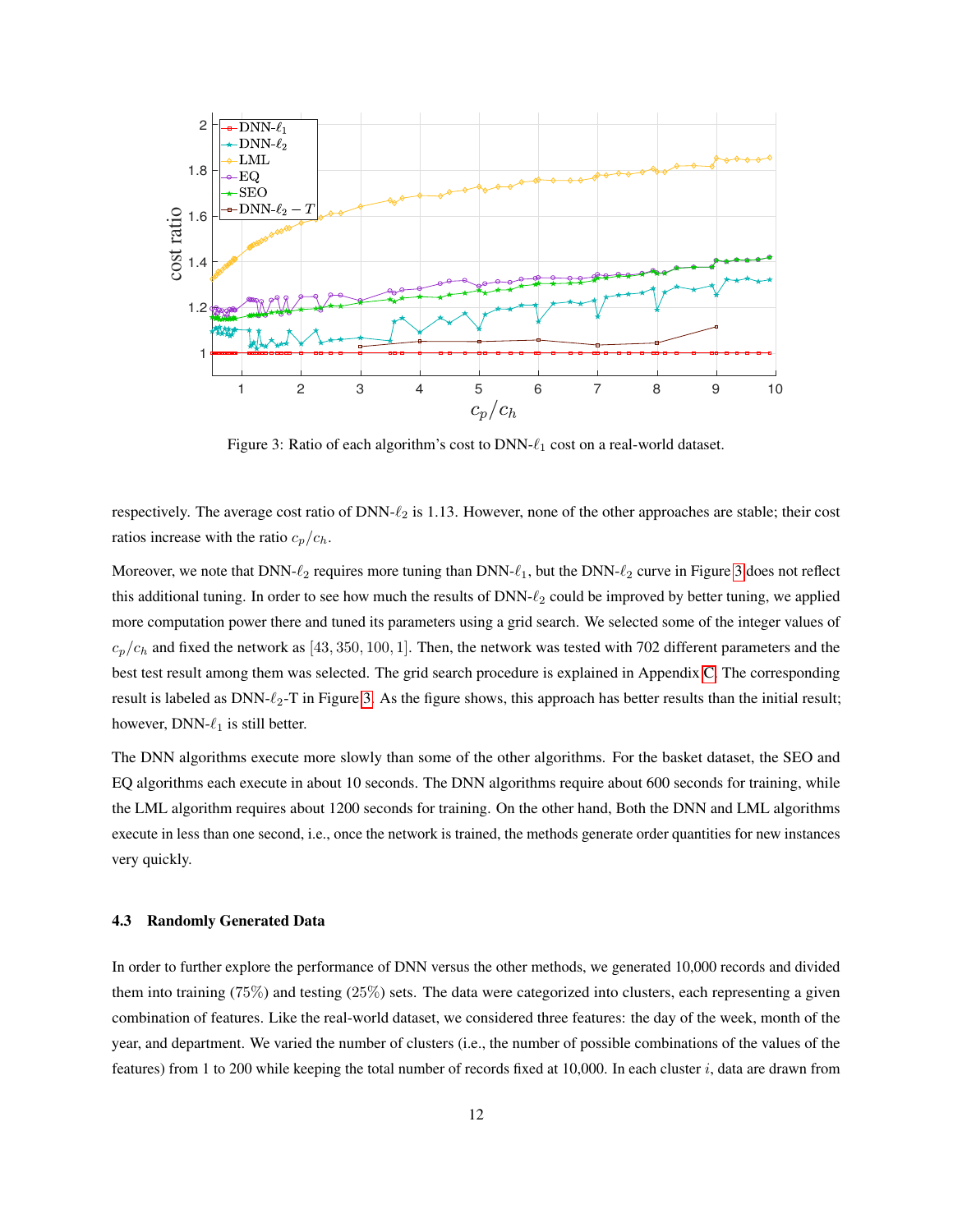Figure 3: Ratio of each algorithm's cost to DNN-$\ell_1$ cost on a real-world dataset.

respectively. The average cost ratio of DNN-$\ell_2$ is 1.13. However, none of the other approaches are stable; their cost ratios increase with the ratio $c_p/c_h$.

Moreover, we note that DNN-$\ell_2$ requires more tuning than DNN-$\ell_1$, but the DNN-$\ell_2$ curve in Figure 3 does not reflect this additional tuning. In order to see how much the results of DNN-$\ell_2$ could be improved by better tuning, we applied more computation power there and tuned its parameters using a grid search. We selected some of the integer values of $c_p/c_h$ and fixed the network as $[43, 350, 100, 1]$. Then, the network was tested with 702 different parameters and the best test result among them was selected. The grid search procedure is explained in Appendix C. The corresponding result is labeled as DNN-$\ell_2$-T in Figure 3. As the figure shows, this approach has better results than the initial result; however, DNN-$\ell_1$ is still better.

The DNN algorithms execute more slowly than some of the other algorithms. For the basket dataset, the SEO and EQ algorithms each execute in about 10 seconds. The DNN algorithms require about 600 seconds for training, while the LML algorithm requires about 1200 seconds for training. On the other hand, Both the DNN and LML algorithms execute in less than one second, i.e., once the network is trained, the methods generate order quantities for new instances very quickly.

### 4.3 Randomly Generated Data

In order to further explore the performance of DNN versus the other methods, we generated 10,000 records and divided them into training (75%) and testing (25%) sets. The data were categorized into clusters, each representing a given combination of features. Like the real-world dataset, we considered three features: the day of the week, month of the year, and department. We varied the number of clusters (i.e., the number of possible combinations of the values of the features) from 1 to 200 while keeping the total number of records fixed at 10,000. In each cluster $i$, data are drawn from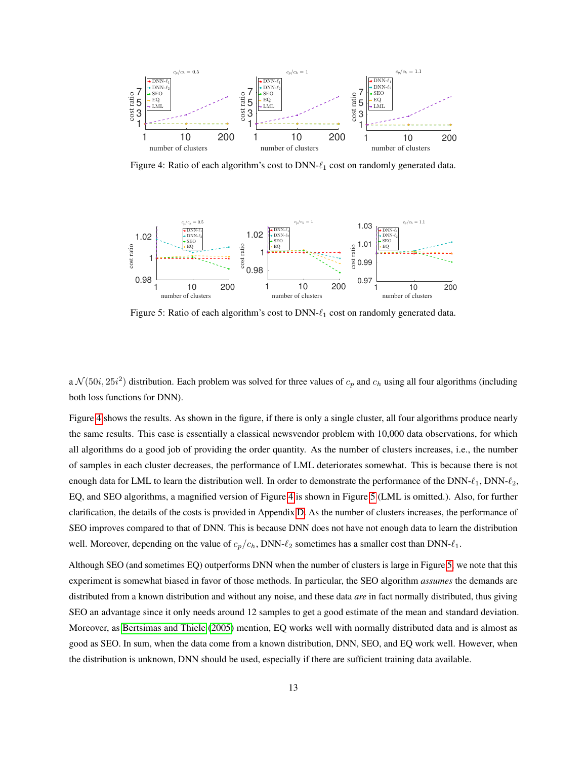Figure 4: Ratio of each algorithm's cost to DNN-$\ell_1$ cost on randomly generated data.

Figure 5: Ratio of each algorithm's cost to DNN-$\ell_1$ cost on randomly generated data.

a $\mathcal{N}(50i, 25i^2)$ distribution. Each problem was solved for three values of $c_p$ and $c_h$ using all four algorithms (including both loss functions for DNN).

Figure 4 shows the results. As shown in the figure, if there is only a single cluster, all four algorithms produce nearly the same results. This case is essentially a classical newsvendor problem with 10,000 data observations, for which all algorithms do a good job of providing the order quantity. As the number of clusters increases, i.e., the number of samples in each cluster decreases, the performance of LML deteriorates somewhat. This is because there is not enough data for LML to learn the distribution well. In order to demonstrate the performance of the DNN-$\ell_1$, DNN-$\ell_2$, EQ, and SEO algorithms, a magnified version of Figure 4 is shown in Figure 5 (LML is omitted.). Also, for further clarification, the details of the costs is provided in Appendix D. As the number of clusters increases, the performance of SEO improves compared to that of DNN. This is because DNN does not have not enough data to learn the distribution well. Moreover, depending on the value of $c_p/c_h$, DNN-$\ell_2$ sometimes has a smaller cost than DNN-$\ell_1$.

Although SEO (and sometimes EQ) outperforms DNN when the number of clusters is large in Figure 5, we note that this experiment is somewhat biased in favor of those methods. In particular, the SEO algorithm *assumes* the demands are distributed from a known distribution and without any noise, and these data *are* in fact normally distributed, thus giving SEO an advantage since it only needs around 12 samples to get a good estimate of the mean and standard deviation. Moreover, as Bertsimas and Thiele (2005) mention, EQ works well with normally distributed data and is almost as good as SEO. In sum, when the data come from a known distribution, DNN, SEO, and EQ work well. However, when the distribution is unknown, DNN should be used, especially if there are sufficient training data available.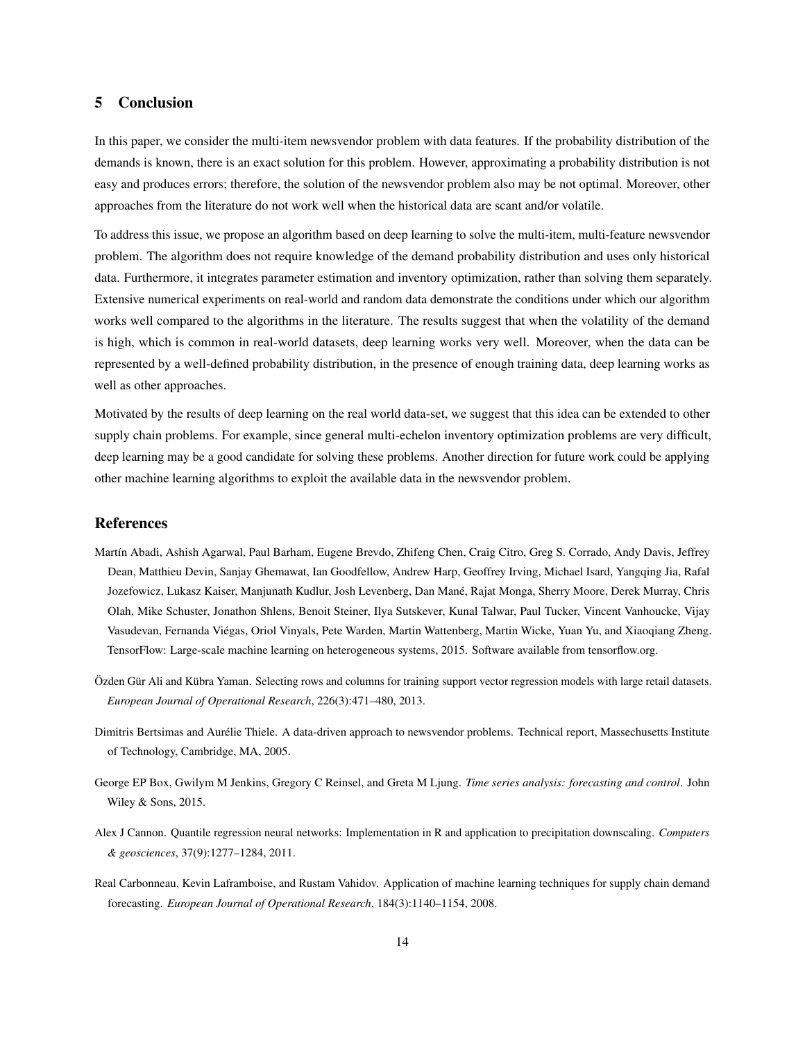## 5 Conclusion

In this paper, we consider the multi-item newsvendor problem with data features. If the probability distribution of the demands is known, there is an exact solution for this problem. However, approximating a probability distribution is not easy and produces errors; therefore, the solution of the newsvendor problem also may be not optimal. Moreover, other approaches from the literature do not work well when the historical data are scant and/or volatile.

To address this issue, we propose an algorithm based on deep learning to solve the multi-item, multi-feature newsvendor problem. The algorithm does not require knowledge of the demand probability distribution and uses only historical data. Furthermore, it integrates parameter estimation and inventory optimization, rather than solving them separately. Extensive numerical experiments on real-world and random data demonstrate the conditions under which our algorithm works well compared to the algorithms in the literature. The results suggest that when the volatility of the demand is high, which is common in real-world datasets, deep learning works very well. Moreover, when the data can be represented by a well-defined probability distribution, in the presence of enough training data, deep learning works as well as other approaches.

Motivated by the results of deep learning on the real world data-set, we suggest that this idea can be extended to other supply chain problems. For example, since general multi-echelon inventory optimization problems are very difficult, deep learning may be a good candidate for solving these problems. Another direction for future work could be applying other machine learning algorithms to exploit the available data in the newsvendor problem.

## References

Martín Abadi, Ashish Agarwal, Paul Barham, Eugene Brevdo, Zhifeng Chen, Craig Citro, Greg S. Corrado, Andy Davis, Jeffrey Dean, Matthieu Devin, Sanjay Ghemawat, Ian Goodfellow, Andrew Harp, Geoffrey Irving, Michael Isard, Yangqing Jia, Rafal Jozefowicz, Lukasz Kaiser, Manjunath Kudlur, Josh Levenberg, Dan Mané, Rajat Monga, Sherry Moore, Derek Murray, Chris Olah, Mike Schuster, Jonathon Shlens, Benoit Steiner, Ilya Sutskever, Kunal Talwar, Paul Tucker, Vincent Vanhoucke, Vijay Vasudevan, Fernanda Viégas, Oriol Vinyals, Pete Warden, Martin Wattenberg, Martin Wicke, Yuan Yu, and Xiaoqiang Zheng. TensorFlow: Large-scale machine learning on heterogeneous systems, 2015. Software available from tensorflow.org.

Özden Gür Ali and Kübra Yaman. Selecting rows and columns for training support vector regression models with large retail datasets. *European Journal of Operational Research*, 226(3):471–480, 2013.

Dimitris Bertsimas and Aurélie Thiele. A data-driven approach to newsvendor problems. Technical report, Massechusetts Institute of Technology, Cambridge, MA, 2005.

George EP Box, Gwilym M Jenkins, Gregory C Reinsel, and Greta M Ljung. *Time series analysis: forecasting and control*. John Wiley & Sons, 2015.

Alex J Cannon. Quantile regression neural networks: Implementation in R and application to precipitation downscaling. *Computers & geosciences*, 37(9):1277–1284, 2011.

Real Carbonneau, Kevin Laframboise, and Rustam Vahidov. Application of machine learning techniques for supply chain demand forecasting. *European Journal of Operational Research*, 184(3):1140–1154, 2008.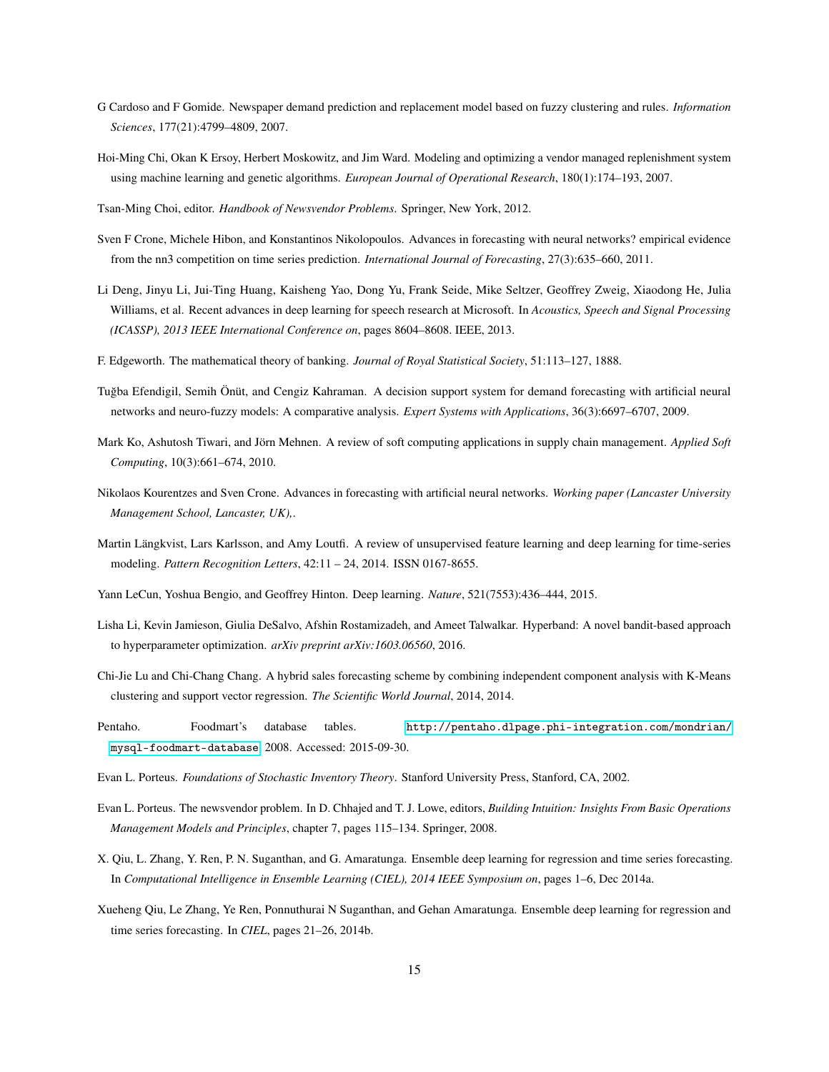G Cardoso and F Gomide. Newspaper demand prediction and replacement model based on fuzzy clustering and rules. *Information Sciences*, 177(21):4799–4809, 2007.

Hoi-Ming Chi, Okan K Ersoy, Herbert Moskowitz, and Jim Ward. Modeling and optimizing a vendor managed replenishment system using machine learning and genetic algorithms. *European Journal of Operational Research*, 180(1):174–193, 2007.

Tsan-Ming Choi, editor. *Handbook of Newsvendor Problems*. Springer, New York, 2012.

Sven F Crone, Michele Hibon, and Konstantinos Nikolopoulos. Advances in forecasting with neural networks? empirical evidence from the nn3 competition on time series prediction. *International Journal of Forecasting*, 27(3):635–660, 2011.

Li Deng, Jinyu Li, Jui-Ting Huang, Kaisheng Yao, Dong Yu, Frank Seide, Mike Seltzer, Geoffrey Zweig, Xiaodong He, Julia Williams, et al. Recent advances in deep learning for speech research at Microsoft. In *Acoustics, Speech and Signal Processing (ICASSP), 2013 IEEE International Conference on*, pages 8604–8608. IEEE, 2013.

F. Edgeworth. The mathematical theory of banking. *Journal of Royal Statistical Society*, 51:113–127, 1888.

Tuğba Efendigil, Semih Önüt, and Cengiz Kahraman. A decision support system for demand forecasting with artificial neural networks and neuro-fuzzy models: A comparative analysis. *Expert Systems with Applications*, 36(3):6697–6707, 2009.

Mark Ko, Ashutosh Tiwari, and Jörn Mehnen. A review of soft computing applications in supply chain management. *Applied Soft Computing*, 10(3):661–674, 2010.

Nikolaos Kourentzes and Sven Crone. Advances in forecasting with artificial neural networks. *Working paper (Lancaster University Management School, Lancaster, UK),*.

Martin Längkvist, Lars Karlsson, and Amy Loutfi. A review of unsupervised feature learning and deep learning for time-series modeling. *Pattern Recognition Letters*, 42:11 – 24, 2014. ISSN 0167-8655.

Yann LeCun, Yoshua Bengio, and Geoffrey Hinton. Deep learning. *Nature*, 521(7553):436–444, 2015.

Lisha Li, Kevin Jamieson, Giulia DeSalvo, Afshin Rostamizadeh, and Ameet Talwalkar. Hyperband: A novel bandit-based approach to hyperparameter optimization. *arXiv preprint arXiv:1603.06560*, 2016.

Chi-Jie Lu and Chi-Chang Chang. A hybrid sales forecasting scheme by combining independent component analysis with K-Means clustering and support vector regression. *The Scientific World Journal*, 2014, 2014.

Pentaho. Foodmart's database tables. http://pentaho.dlpage.phi-integration.com/mondrian/mysql-foodmart-database, 2008. Accessed: 2015-09-30.

Evan L. Porteus. *Foundations of Stochastic Inventory Theory*. Stanford University Press, Stanford, CA, 2002.

Evan L. Porteus. The newsvendor problem. In D. Chhajed and T. J. Lowe, editors, *Building Intuition: Insights From Basic Operations Management Models and Principles*, chapter 7, pages 115–134. Springer, 2008.

X. Qiu, L. Zhang, Y. Ren, P. N. Suganthan, and G. Amaratunga. Ensemble deep learning for regression and time series forecasting. In *Computational Intelligence in Ensemble Learning (CIEL), 2014 IEEE Symposium on*, pages 1–6, Dec 2014a.

Xueheng Qiu, Le Zhang, Ye Ren, Ponnuthurai N Suganthan, and Gehan Amaratunga. Ensemble deep learning for regression and time series forecasting. In *CIEL*, pages 21–26, 2014b.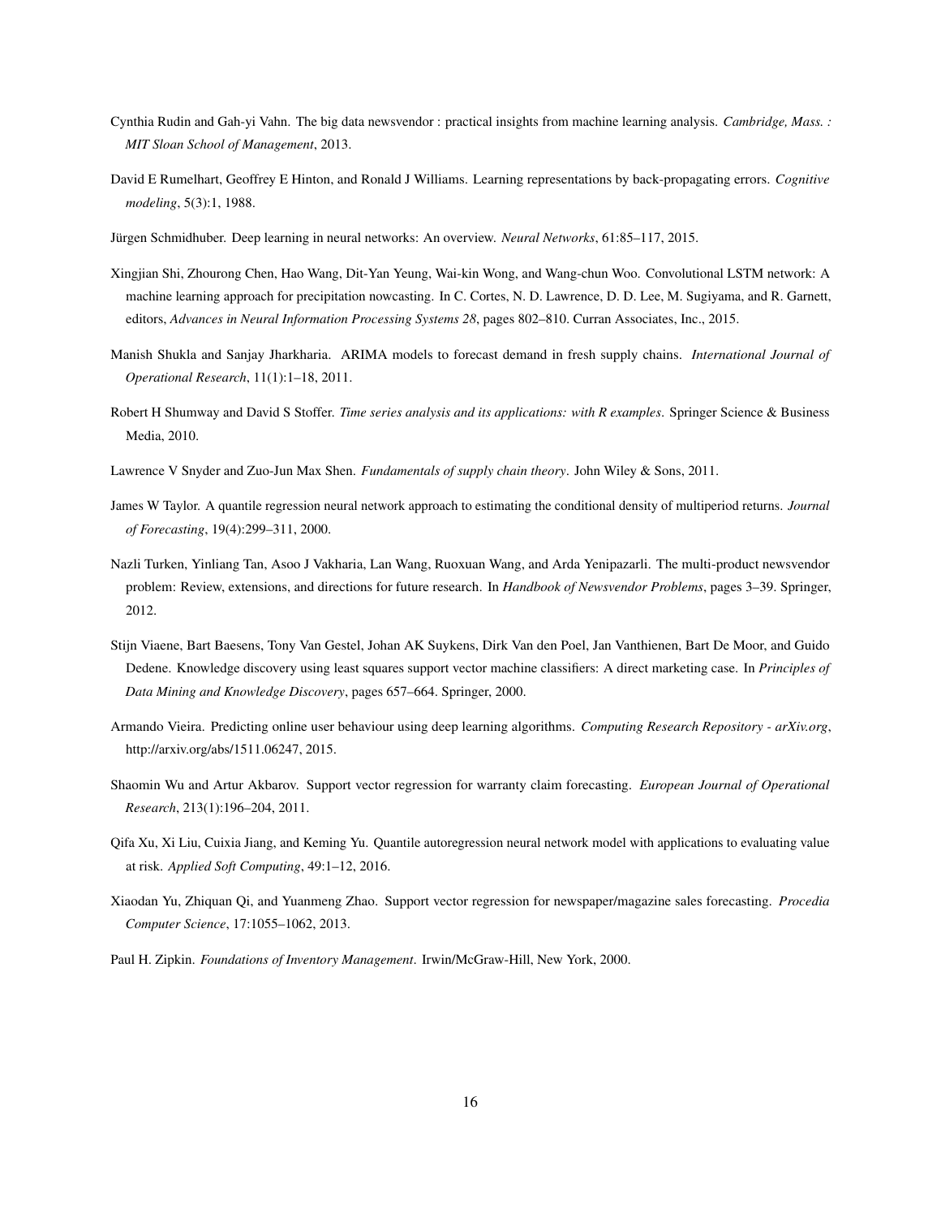Cynthia Rudin and Gah-yi Vahn. The big data newsvendor : practical insights from machine learning analysis. *Cambridge, Mass. : MIT Sloan School of Management*, 2013.

David E Rumelhart, Geoffrey E Hinton, and Ronald J Williams. Learning representations by back-propagating errors. *Cognitive modeling*, 5(3):1, 1988.

Jürgen Schmidhuber. Deep learning in neural networks: An overview. *Neural Networks*, 61:85–117, 2015.

Xingjian Shi, Zhourong Chen, Hao Wang, Dit-Yan Yeung, Wai-kin Wong, and Wang-chun Woo. Convolutional LSTM network: A machine learning approach for precipitation nowcasting. In C. Cortes, N. D. Lawrence, D. D. Lee, M. Sugiyama, and R. Garnett, editors, *Advances in Neural Information Processing Systems 28*, pages 802–810. Curran Associates, Inc., 2015.

Manish Shukla and Sanjay Jharkharia. ARIMA models to forecast demand in fresh supply chains. *International Journal of Operational Research*, 11(1):1–18, 2011.

Robert H Shumway and David S Stoffer. *Time series analysis and its applications: with R examples*. Springer Science & Business Media, 2010.

Lawrence V Snyder and Zuo-Jun Max Shen. *Fundamentals of supply chain theory*. John Wiley & Sons, 2011.

James W Taylor. A quantile regression neural network approach to estimating the conditional density of multiperiod returns. *Journal of Forecasting*, 19(4):299–311, 2000.

Nazli Turken, Yinliang Tan, Asoo J Vakharia, Lan Wang, Ruoxuan Wang, and Arda Yenipazarli. The multi-product newsvendor problem: Review, extensions, and directions for future research. In *Handbook of Newsvendor Problems*, pages 3–39. Springer, 2012.

Stijn Viaene, Bart Baesens, Tony Van Gestel, Johan AK Suykens, Dirk Van den Poel, Jan Vanthienen, Bart De Moor, and Guido Dedene. Knowledge discovery using least squares support vector machine classifiers: A direct marketing case. In *Principles of Data Mining and Knowledge Discovery*, pages 657–664. Springer, 2000.

Armando Vieira. Predicting online user behaviour using deep learning algorithms. *Computing Research Repository - arXiv.org*, http://arxiv.org/abs/1511.06247, 2015.

Shaomin Wu and Artur Akbarov. Support vector regression for warranty claim forecasting. *European Journal of Operational Research*, 213(1):196–204, 2011.

Qifa Xu, Xi Liu, Cuixia Jiang, and Keming Yu. Quantile autoregression neural network model with applications to evaluating value at risk. *Applied Soft Computing*, 49:1–12, 2016.

Xiaodan Yu, Zhiquan Qi, and Yuanmeng Zhao. Support vector regression for newspaper/magazine sales forecasting. *Procedia Computer Science*, 17:1055–1062, 2013.

Paul H. Zipkin. *Foundations of Inventory Management*. Irwin/McGraw-Hill, New York, 2000.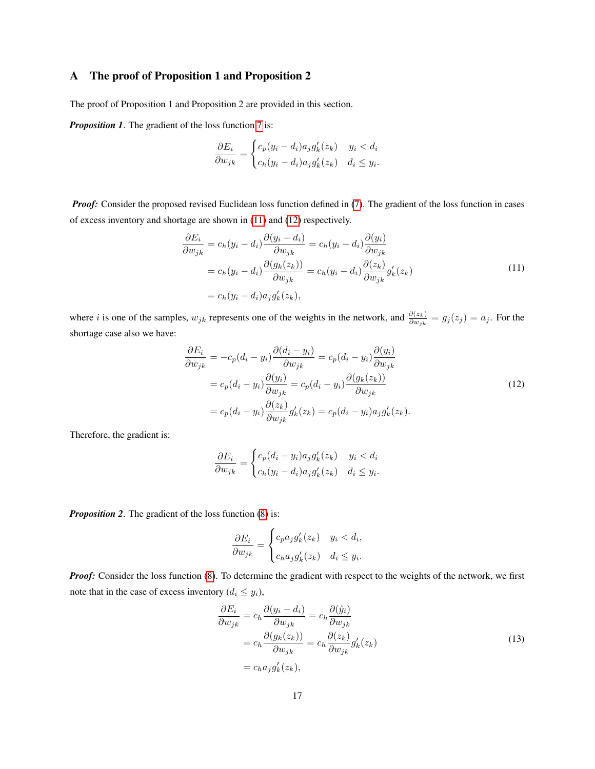## A The proof of Proposition 1 and Proposition 2

The proof of Proposition 1 and Proposition 2 are provided in this section.

***Proposition 1***. The gradient of the loss function 7 is:

$$
\frac{\partial E_i}{\partial w_{jk}} = \begin{cases} c_p(y_i - d_i)a_j g'_k(z_k) & y_i < d_i \\ c_h(y_i - d_i)a_j g'_k(z_k) & d_i \leq y_i. \end{cases}
$$

***Proof:*** Consider the proposed revised Euclidean loss function defined in (7). The gradient of the loss function in cases of excess inventory and shortage are shown in (11) and (12) respectively.

$$
\begin{aligned}
\frac{\partial E_i}{\partial w_{jk}} &= c_h(y_i - d_i)\frac{\partial(y_i - d_i)}{\partial w_{jk}} = c_h(y_i - d_i)\frac{\partial(y_i)}{\partial w_{jk}} \\
&= c_h(y_i - d_i)\frac{\partial(g_k(z_k))}{\partial w_{jk}} = c_h(y_i - d_i)\frac{\partial(z_k)}{\partial w_{jk}}g'_k(z_k) \\
&= c_h(y_i - d_i)a_j g'_k(z_k),
\end{aligned} \tag{11}
$$

where $i$ is one of the samples, $w_{jk}$ represents one of the weights in the network, and $\frac{\partial(z_k)}{\partial w_{jk}} = g_j(z_j) = a_j$. For the shortage case also we have:

$$
\begin{aligned}
\frac{\partial E_i}{\partial w_{jk}} &= -c_p(d_i - y_i)\frac{\partial(d_i - y_i)}{\partial w_{jk}} = c_p(d_i - y_i)\frac{\partial(y_i)}{\partial w_{jk}} \\
&= c_p(d_i - y_i)\frac{\partial(y_i)}{\partial w_{jk}} = c_p(d_i - y_i)\frac{\partial(g_k(z_k))}{\partial w_{jk}} \\
&= c_p(d_i - y_i)\frac{\partial(z_k)}{\partial w_{jk}}g'_k(z_k) = c_p(d_i - y_i)a_j g'_k(z_k).
\end{aligned} \tag{12}
$$

Therefore, the gradient is:

$$
\frac{\partial E_i}{\partial w_{jk}} = \begin{cases} c_p(d_i - y_i)a_j g'_k(z_k) & y_i < d_i \\ c_h(y_i - d_i)a_j g'_k(z_k) & d_i \leq y_i. \end{cases}
$$

***Proposition 2***. The gradient of the loss function (8) is:

$$
\frac{\partial E_i}{\partial w_{jk}} = \begin{cases} c_p a_j g'_k(z_k) & y_i < d_i, \\ c_h a_j g'_k(z_k) & d_i \leq y_i. \end{cases}
$$

***Proof:*** Consider the loss function (8). To determine the gradient with respect to the weights of the network, we first note that in the case of excess inventory ($d_i \leq y_i$),

$$
\begin{aligned}
\frac{\partial E_i}{\partial w_{jk}} &= c_h\frac{\partial(y_i - d_i)}{\partial w_{jk}} = c_h\frac{\partial(\hat{y}_i)}{\partial w_{jk}} \\
&= c_h\frac{\partial(g_k(z_k))}{\partial w_{jk}} = c_h\frac{\partial(z_k)}{\partial w_{jk}}g'_k(z_k) \\
&= c_h a_j g'_k(z_k),
\end{aligned} \tag{13}
$$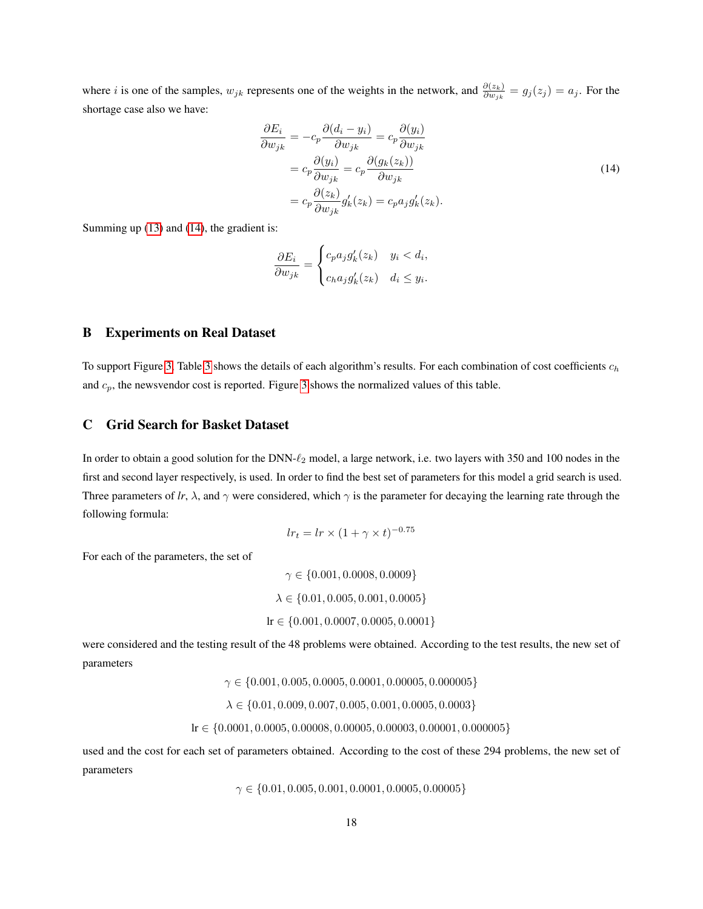where $i$ is one of the samples, $w_{jk}$ represents one of the weights in the network, and $\frac{\partial(z_k)}{\partial w_{jk}} = g_j(z_j) = a_j$. For the shortage case also we have:

$$
\begin{aligned}
\frac{\partial E_i}{\partial w_{jk}} &= -c_p \frac{\partial(d_i - y_i)}{\partial w_{jk}} = c_p \frac{\partial(y_i)}{\partial w_{jk}} \\
&= c_p \frac{\partial(y_i)}{\partial w_{jk}} = c_p \frac{\partial(g_k(z_k))}{\partial w_{jk}} \\
&= c_p \frac{\partial(z_k)}{\partial w_{jk}} g'_k(z_k) = c_p a_j g'_k(z_k).
\end{aligned} \tag{14}
$$

Summing up (13) and (14), the gradient is:

$$
\frac{\partial E_i}{\partial w_{jk}} = \begin{cases} c_p a_j g'_k(z_k) & y_i < d_i, \\ c_h a_j g'_k(z_k) & d_i \leq y_i. \end{cases}
$$

## B Experiments on Real Dataset

To support Figure 3, Table 3 shows the details of each algorithm's results. For each combination of cost coefficients $c_h$ and $c_p$, the newsvendor cost is reported. Figure 3 shows the normalized values of this table.

## C Grid Search for Basket Dataset

In order to obtain a good solution for the DNN-$\ell_2$ model, a large network, i.e. two layers with 350 and 100 nodes in the first and second layer respectively, is used. In order to find the best set of parameters for this model a grid search is used. Three parameters of $lr$, $\lambda$, and $\gamma$ were considered, which $\gamma$ is the parameter for decaying the learning rate through the following formula:

$$
lr_t = lr \times (1 + \gamma \times t)^{-0.75}
$$

For each of the parameters, the set of

$$
\gamma \in \{0.001, 0.0008, 0.0009\}
$$

$$
\lambda \in \{0.01, 0.005, 0.001, 0.0005\}
$$

$$
\text{lr} \in \{0.001, 0.0007, 0.0005, 0.0001\}
$$

were considered and the testing result of the 48 problems were obtained. According to the test results, the new set of parameters

$$
\gamma \in \{0.001, 0.005, 0.0005, 0.0001, 0.00005, 0.000005\}
$$

$$
\lambda \in \{0.01, 0.009, 0.007, 0.005, 0.001, 0.0005, 0.0003\}
$$

$$
\text{lr} \in \{0.0001, 0.0005, 0.00008, 0.00005, 0.00003, 0.00001, 0.000005\}
$$

used and the cost for each set of parameters obtained. According to the cost of these 294 problems, the new set of parameters

$$
\gamma \in \{0.01, 0.005, 0.001, 0.0001, 0.0005, 0.00005\}
$$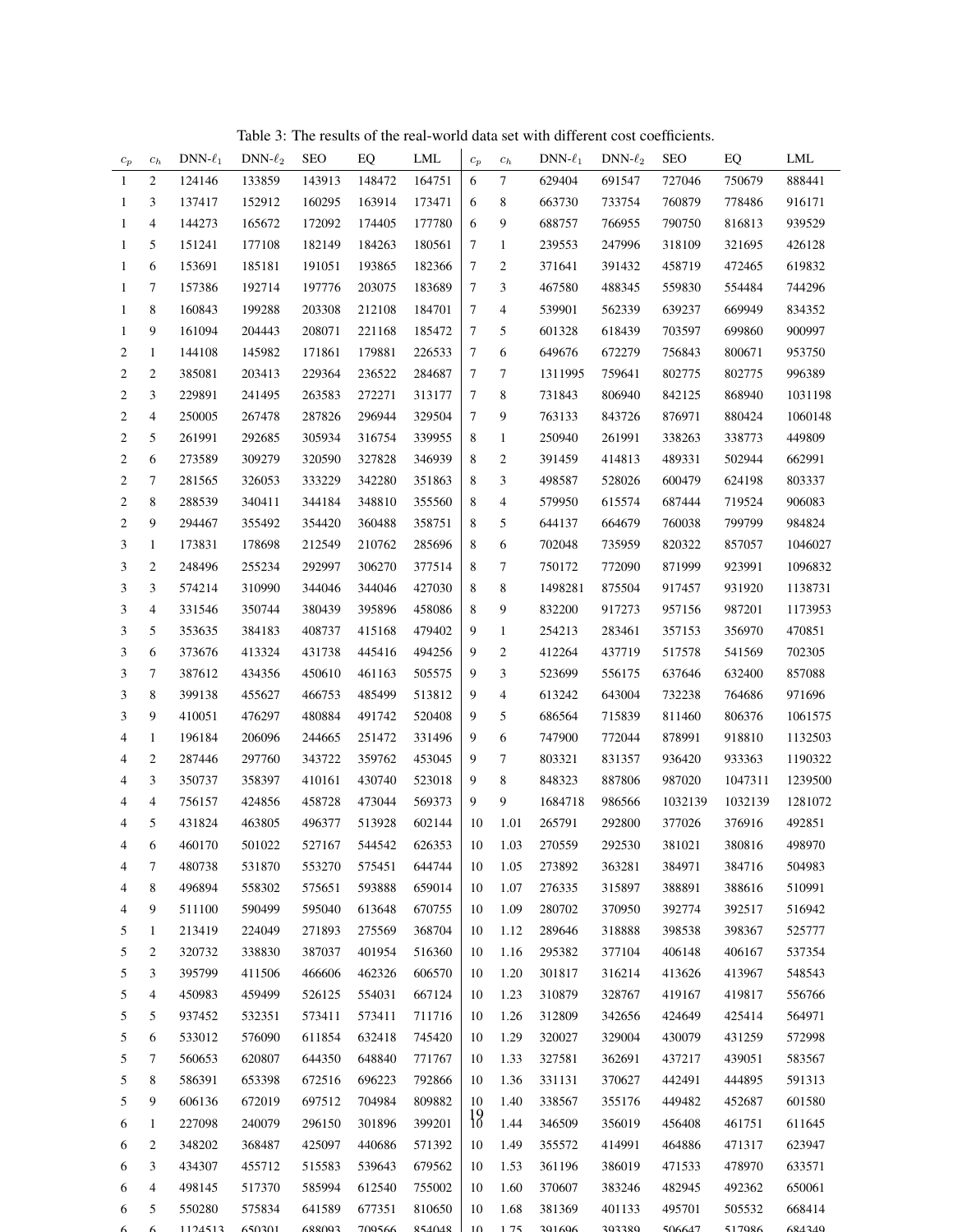Table 3: The results of the real-world data set with different cost coefficients.

| $c_p$ | $c_h$ | DNN-$\ell_1$ | DNN-$\ell_2$ | SEO | EQ | LML | $c_p$ | $c_h$ | DNN-$\ell_1$ | DNN-$\ell_2$ | SEO | EQ | LML |
|---|---|---|---|---|---|---|---|---|---|---|---|---|---|
| 1 | 2 | 124146 | 133859 | 143913 | 148472 | 164751 | 6 | 7 | 629404 | 691547 | 727046 | 750679 | 888441 |
| 1 | 3 | 137417 | 152912 | 160295 | 163914 | 173471 | 6 | 8 | 663730 | 733754 | 760879 | 778486 | 916171 |
| 1 | 4 | 144273 | 165672 | 172092 | 174405 | 177780 | 6 | 9 | 688757 | 766955 | 790750 | 816813 | 939529 |
| 1 | 5 | 151241 | 177108 | 182149 | 184263 | 180561 | 7 | 1 | 239553 | 247996 | 318109 | 321695 | 426128 |
| 1 | 6 | 153691 | 185181 | 191051 | 193865 | 182366 | 7 | 2 | 371641 | 391432 | 458719 | 472465 | 619832 |
| 1 | 7 | 157386 | 192714 | 197776 | 203075 | 183689 | 7 | 3 | 467580 | 488345 | 559830 | 554484 | 744296 |
| 1 | 8 | 160843 | 199288 | 203308 | 212108 | 184701 | 7 | 4 | 539901 | 562339 | 639237 | 669949 | 834352 |
| 1 | 9 | 161094 | 204443 | 208071 | 221168 | 185472 | 7 | 5 | 601328 | 618439 | 703597 | 699860 | 900997 |
| 2 | 1 | 144108 | 145982 | 171861 | 179881 | 226533 | 7 | 6 | 649676 | 672279 | 756843 | 800671 | 953750 |
| 2 | 2 | 385081 | 203413 | 229364 | 236522 | 284687 | 7 | 7 | 1311995 | 759641 | 802775 | 802775 | 996389 |
| 2 | 3 | 229891 | 241495 | 263583 | 272271 | 313177 | 7 | 8 | 731843 | 806940 | 842125 | 868940 | 1031198 |
| 2 | 4 | 250005 | 267478 | 287826 | 296944 | 329504 | 7 | 9 | 763133 | 843726 | 876971 | 880424 | 1060148 |
| 2 | 5 | 261991 | 292685 | 305934 | 316754 | 339955 | 8 | 1 | 250940 | 261991 | 338263 | 338773 | 449809 |
| 2 | 6 | 273589 | 309279 | 320590 | 327828 | 346939 | 8 | 2 | 391459 | 414813 | 489331 | 502944 | 662991 |
| 2 | 7 | 281565 | 326053 | 333229 | 342280 | 351863 | 8 | 3 | 498587 | 528026 | 600479 | 624198 | 803337 |
| 2 | 8 | 288539 | 340411 | 344184 | 348810 | 355560 | 8 | 4 | 579950 | 615574 | 687444 | 719524 | 906083 |
| 2 | 9 | 294467 | 355492 | 354420 | 360488 | 358751 | 8 | 5 | 644137 | 664679 | 760038 | 799799 | 984824 |
| 3 | 1 | 173831 | 178698 | 212549 | 210762 | 285696 | 8 | 6 | 702048 | 735959 | 820322 | 857057 | 1046027 |
| 3 | 2 | 248496 | 255234 | 292997 | 306270 | 377514 | 8 | 7 | 750172 | 772090 | 871999 | 923991 | 1096832 |
| 3 | 3 | 574214 | 310990 | 344046 | 344046 | 427030 | 8 | 8 | 1498281 | 875504 | 917457 | 931920 | 1138731 |
| 3 | 4 | 331546 | 350744 | 380439 | 395896 | 458086 | 8 | 9 | 832200 | 917273 | 957156 | 987201 | 1173953 |
| 3 | 5 | 353635 | 384183 | 408737 | 415168 | 479402 | 9 | 1 | 254213 | 283461 | 357153 | 356970 | 470851 |
| 3 | 6 | 373676 | 413324 | 431738 | 445416 | 494256 | 9 | 2 | 412264 | 437719 | 517578 | 541569 | 702305 |
| 3 | 7 | 387612 | 434356 | 450610 | 461163 | 505575 | 9 | 3 | 523699 | 556175 | 637646 | 632400 | 857088 |
| 3 | 8 | 399138 | 455627 | 466753 | 485499 | 513812 | 9 | 4 | 613242 | 643004 | 732238 | 764686 | 971696 |
| 3 | 9 | 410051 | 476297 | 480884 | 491742 | 520408 | 9 | 5 | 686564 | 715839 | 811460 | 806376 | 1061575 |
| 4 | 1 | 196184 | 206096 | 244665 | 251472 | 331496 | 9 | 6 | 747900 | 772044 | 878991 | 918810 | 1132503 |
| 4 | 2 | 287446 | 297760 | 343722 | 359762 | 453045 | 9 | 7 | 803321 | 831357 | 936420 | 933363 | 1190322 |
| 4 | 3 | 350737 | 358397 | 410161 | 430740 | 523018 | 9 | 8 | 848323 | 887806 | 987020 | 1047311 | 1239500 |
| 4 | 4 | 756157 | 424856 | 458728 | 473044 | 569373 | 9 | 9 | 1684718 | 986566 | 1032139 | 1032139 | 1281072 |
| 4 | 5 | 431824 | 463805 | 496377 | 513928 | 602144 | 10 | 1.01 | 265791 | 292800 | 377026 | 376916 | 492851 |
| 4 | 6 | 460170 | 501022 | 527167 | 544542 | 626353 | 10 | 1.03 | 270559 | 292530 | 381021 | 380816 | 498970 |
| 4 | 7 | 480738 | 531870 | 553270 | 575451 | 644744 | 10 | 1.05 | 273892 | 363281 | 384971 | 384716 | 504983 |
| 4 | 8 | 496894 | 558302 | 575651 | 593888 | 659014 | 10 | 1.07 | 276335 | 315897 | 388891 | 388616 | 510991 |
| 4 | 9 | 511100 | 590499 | 595040 | 613648 | 670755 | 10 | 1.09 | 280702 | 370950 | 392774 | 392517 | 516942 |
| 5 | 1 | 213419 | 224049 | 271893 | 275569 | 368704 | 10 | 1.12 | 289646 | 318888 | 398538 | 398367 | 525777 |
| 5 | 2 | 320732 | 338830 | 387037 | 401954 | 516360 | 10 | 1.16 | 295382 | 377104 | 406148 | 406167 | 537354 |
| 5 | 3 | 395799 | 411506 | 466606 | 462326 | 606570 | 10 | 1.20 | 301817 | 316214 | 413626 | 413967 | 548543 |
| 5 | 4 | 450983 | 459499 | 526125 | 554031 | 667124 | 10 | 1.23 | 310879 | 328767 | 419167 | 419817 | 556766 |
| 5 | 5 | 937452 | 532351 | 573411 | 573411 | 711716 | 10 | 1.26 | 312809 | 342656 | 424649 | 425414 | 564971 |
| 5 | 6 | 533012 | 576090 | 611854 | 632418 | 745420 | 10 | 1.29 | 320027 | 329004 | 430079 | 431259 | 572998 |
| 5 | 7 | 560653 | 620807 | 644350 | 648840 | 771767 | 10 | 1.33 | 327581 | 362691 | 437217 | 439051 | 583567 |
| 5 | 8 | 586391 | 653398 | 672516 | 696223 | 792866 | 10 | 1.36 | 331131 | 370627 | 442491 | 444895 | 591313 |
| 5 | 9 | 606136 | 672019 | 697512 | 704984 | 809882 | 10 | 1.40 | 338567 | 355176 | 449482 | 452687 | 601580 |
| 6 | 1 | 227098 | 240079 | 296150 | 301896 | 399201 | 10 | 1.44 | 346509 | 356019 | 456408 | 461751 | 611645 |
| 6 | 2 | 348202 | 368487 | 425097 | 440686 | 571392 | 10 | 1.49 | 355572 | 414991 | 464886 | 471317 | 623947 |
| 6 | 3 | 434307 | 455712 | 515583 | 539643 | 679562 | 10 | 1.53 | 361196 | 386019 | 471533 | 478970 | 633571 |
| 6 | 4 | 498145 | 517370 | 585994 | 612540 | 755002 | 10 | 1.60 | 370607 | 383246 | 482945 | 492362 | 650061 |
| 6 | 5 | 550280 | 575834 | 641589 | 677351 | 810650 | 10 | 1.68 | 381369 | 401133 | 495701 | 505532 | 668414 |
| 6 | 6 | 1124513 | 650301 | 688093 | 709566 | 854048 | 10 | 1.75 | 391696 | 393389 | 506647 | 517986 | 684349 |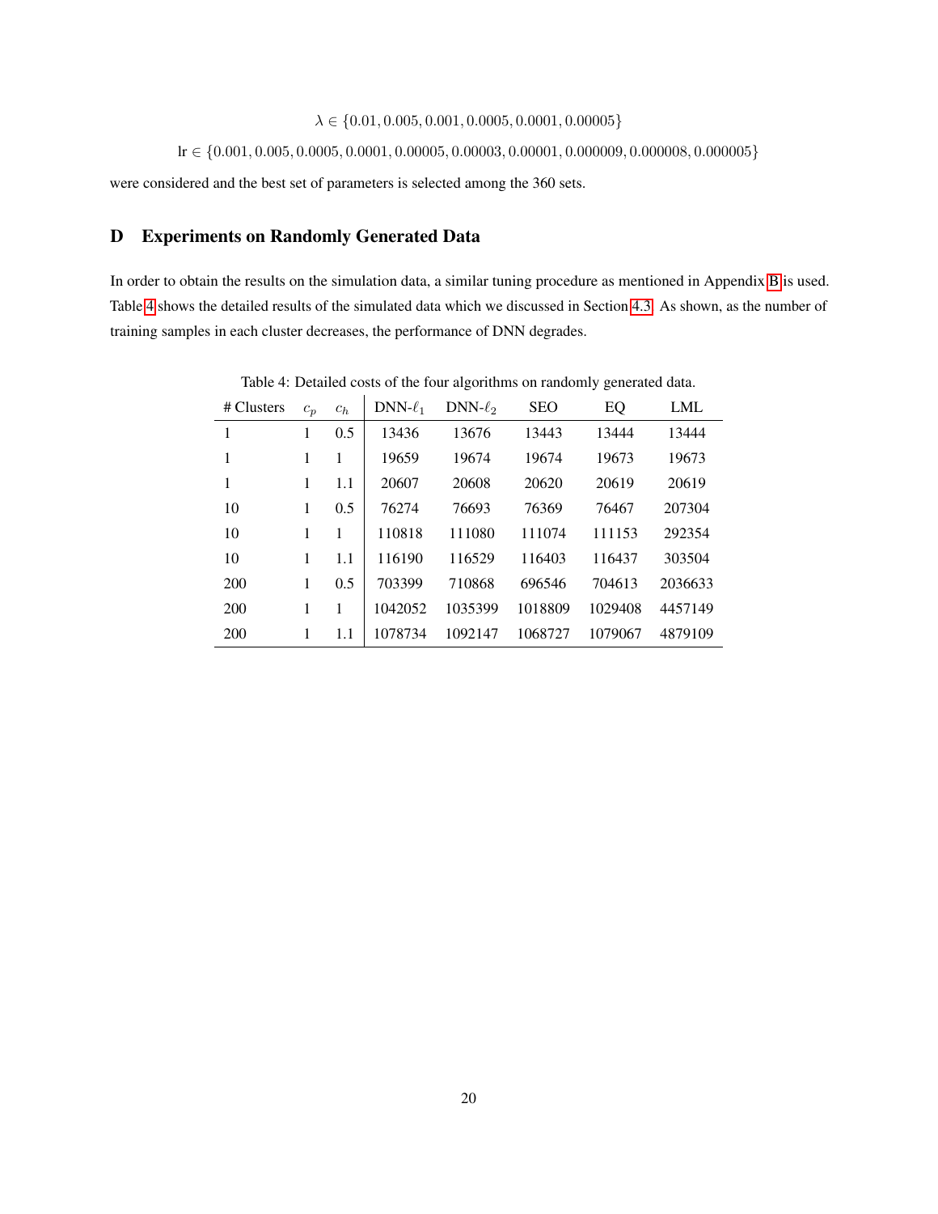$$\lambda \in \{0.01, 0.005, 0.001, 0.0005, 0.0001, 0.00005\}$$

$$\text{lr} \in \{0.001, 0.005, 0.0005, 0.0001, 0.00005, 0.00003, 0.00001, 0.000009, 0.000008, 0.000005\}$$

were considered and the best set of parameters is selected among the 360 sets.

# D Experiments on Randomly Generated Data

In order to obtain the results on the simulation data, a similar tuning procedure as mentioned in Appendix B is used. Table 4 shows the detailed results of the simulated data which we discussed in Section 4.3. As shown, as the number of training samples in each cluster decreases, the performance of DNN degrades.

Table 4: Detailed costs of the four algorithms on randomly generated data.

| # Clusters | $c_p$ | $c_h$ | DNN-$\ell_1$ | DNN-$\ell_2$ | SEO | EQ | LML |
|---|---|---|---|---|---|---|---|
| 1 | 1 | 0.5 | 13436 | 13676 | 13443 | 13444 | 13444 |
| 1 | 1 | 1 | 19659 | 19674 | 19674 | 19673 | 19673 |
| 1 | 1 | 1.1 | 20607 | 20608 | 20620 | 20619 | 20619 |
| 10 | 1 | 0.5 | 76274 | 76693 | 76369 | 76467 | 207304 |
| 10 | 1 | 1 | 110818 | 111080 | 111074 | 111153 | 292354 |
| 10 | 1 | 1.1 | 116190 | 116529 | 116403 | 116437 | 303504 |
| 200 | 1 | 0.5 | 703399 | 710868 | 696546 | 704613 | 2036633 |
| 200 | 1 | 1 | 1042052 | 1035399 | 1018809 | 1029408 | 4457149 |
| 200 | 1 | 1.1 | 1078734 | 1092147 | 1068727 | 1079067 | 4879109 |